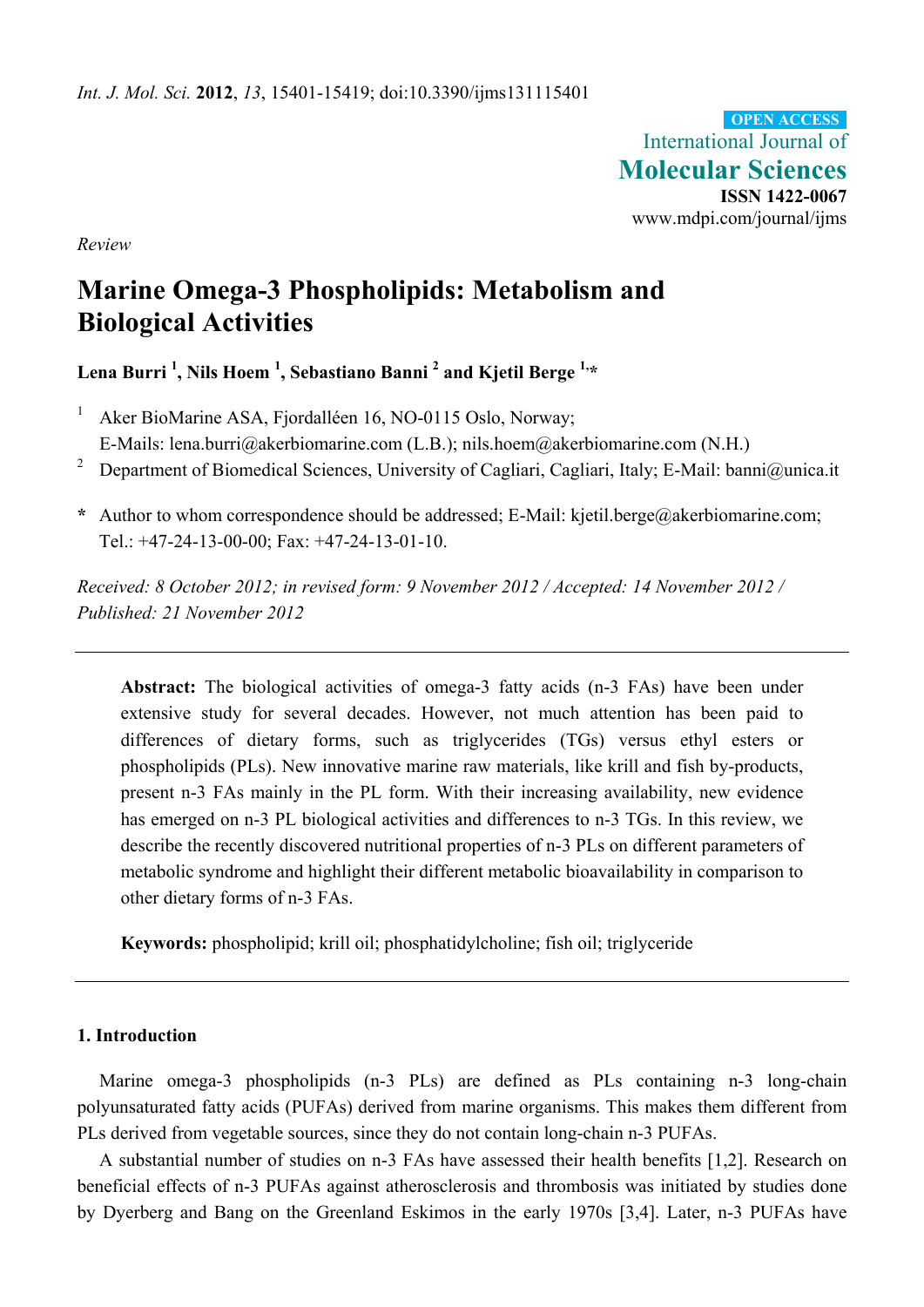OPEN ACCESS

International Journal of
**Molecular Sciences**
**ISSN 1422-0067**
www.mdpi.com/journal/ijms

*Review*

# Marine Omega-3 Phospholipids: Metabolism and Biological Activities

**Lena Burri [1], Nils Hoem [1], Sebastiano Banni [2] and Kjetil Berge [1,*]**

[1] Aker BioMarine ASA, Fjordalléen 16, NO-0115 Oslo, Norway;
E-Mails: lena.burri@akerbiomarine.com (L.B.); nils.hoem@akerbiomarine.com (N.H.)

[2] Department of Biomedical Sciences, University of Cagliari, Cagliari, Italy; E-Mail: banni@unica.it

[*] Author to whom correspondence should be addressed; E-Mail: kjetil.berge@akerbiomarine.com;
Tel.: +47-24-13-00-00; Fax: +47-24-13-01-10.

*Received: 8 October 2012; in revised form: 9 November 2012 / Accepted: 14 November 2012 / Published: 21 November 2012*

---

**Abstract:** The biological activities of omega-3 fatty acids (n-3 FAs) have been under extensive study for several decades. However, not much attention has been paid to differences of dietary forms, such as triglycerides (TGs) versus ethyl esters or phospholipids (PLs). New innovative marine raw materials, like krill and fish by-products, present n-3 FAs mainly in the PL form. With their increasing availability, new evidence has emerged on n-3 PL biological activities and differences to n-3 TGs. In this review, we describe the recently discovered nutritional properties of n-3 PLs on different parameters of metabolic syndrome and highlight their different metabolic bioavailability in comparison to other dietary forms of n-3 FAs.

**Keywords:** phospholipid; krill oil; phosphatidylcholine; fish oil; triglyceride

---

## 1. Introduction

Marine omega-3 phospholipids (n-3 PLs) are defined as PLs containing n-3 long-chain polyunsaturated fatty acids (PUFAs) derived from marine organisms. This makes them different from PLs derived from vegetable sources, since they do not contain long-chain n-3 PUFAs.

A substantial number of studies on n-3 FAs have assessed their health benefits [1,2]. Research on beneficial effects of n-3 PUFAs against atherosclerosis and thrombosis was initiated by studies done by Dyerberg and Bang on the Greenland Eskimos in the early 1970s [3,4]. Later, n-3 PUFAs have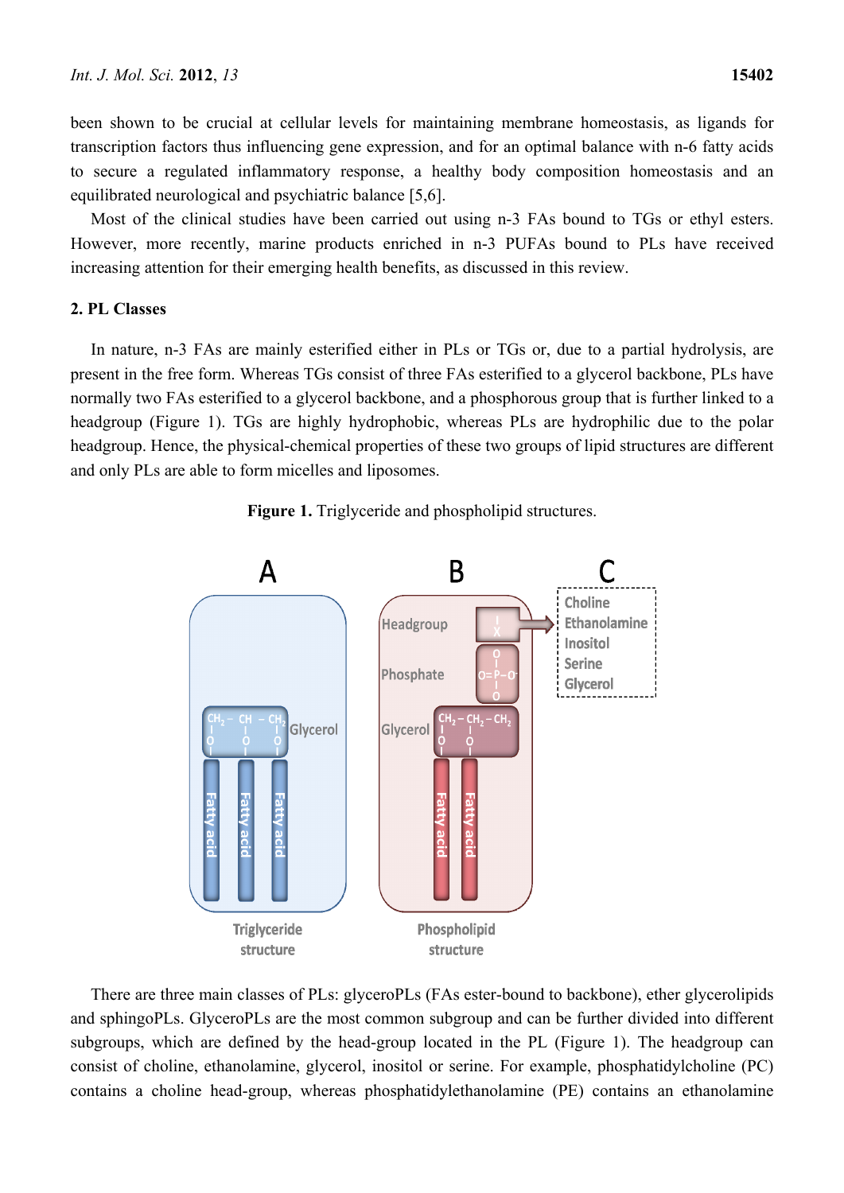been shown to be crucial at cellular levels for maintaining membrane homeostasis, as ligands for transcription factors thus influencing gene expression, and for an optimal balance with n-6 fatty acids to secure a regulated inflammatory response, a healthy body composition homeostasis and an equilibrated neurological and psychiatric balance [5,6].

Most of the clinical studies have been carried out using n-3 FAs bound to TGs or ethyl esters. However, more recently, marine products enriched in n-3 PUFAs bound to PLs have received increasing attention for their emerging health benefits, as discussed in this review.

## 2. PL Classes

In nature, n-3 FAs are mainly esterified either in PLs or TGs or, due to a partial hydrolysis, are present in the free form. Whereas TGs consist of three FAs esterified to a glycerol backbone, PLs have normally two FAs esterified to a glycerol backbone, and a phosphorous group that is further linked to a headgroup (Figure 1). TGs are highly hydrophobic, whereas PLs are hydrophilic due to the polar headgroup. Hence, the physical-chemical properties of these two groups of lipid structures are different and only PLs are able to form micelles and liposomes.

**Figure 1.** Triglyceride and phospholipid structures.

There are three main classes of PLs: glyceroPLs (FAs ester-bound to backbone), ether glycerolipids and sphingoPLs. GlyceroPLs are the most common subgroup and can be further divided into different subgroups, which are defined by the head-group located in the PL (Figure 1). The headgroup can consist of choline, ethanolamine, glycerol, inositol or serine. For example, phosphatidylcholine (PC) contains a choline head-group, whereas phosphatidylethanolamine (PE) contains an ethanolamine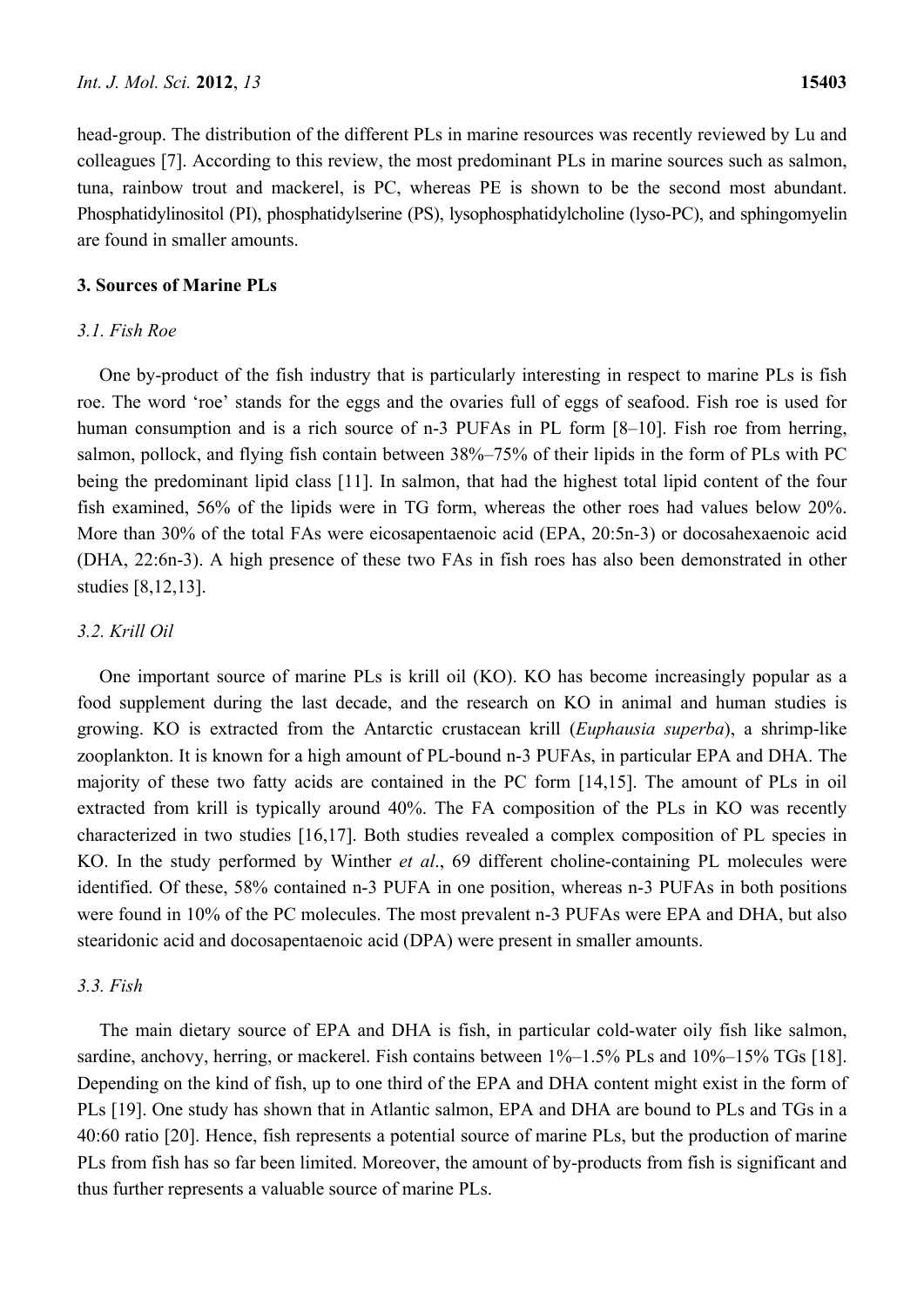head-group. The distribution of the different PLs in marine resources was recently reviewed by Lu and colleagues [7]. According to this review, the most predominant PLs in marine sources such as salmon, tuna, rainbow trout and mackerel, is PC, whereas PE is shown to be the second most abundant. Phosphatidylinositol (PI), phosphatidylserine (PS), lysophosphatidylcholine (lyso-PC), and sphingomyelin are found in smaller amounts.

## 3. Sources of Marine PLs

### *3.1. Fish Roe*

One by-product of the fish industry that is particularly interesting in respect to marine PLs is fish roe. The word 'roe' stands for the eggs and the ovaries full of eggs of seafood. Fish roe is used for human consumption and is a rich source of n-3 PUFAs in PL form [8–10]. Fish roe from herring, salmon, pollock, and flying fish contain between 38%–75% of their lipids in the form of PLs with PC being the predominant lipid class [11]. In salmon, that had the highest total lipid content of the four fish examined, 56% of the lipids were in TG form, whereas the other roes had values below 20%. More than 30% of the total FAs were eicosapentaenoic acid (EPA, 20:5n-3) or docosahexaenoic acid (DHA, 22:6n-3). A high presence of these two FAs in fish roes has also been demonstrated in other studies [8,12,13].

### *3.2. Krill Oil*

One important source of marine PLs is krill oil (KO). KO has become increasingly popular as a food supplement during the last decade, and the research on KO in animal and human studies is growing. KO is extracted from the Antarctic crustacean krill (*Euphausia superba*), a shrimp-like zooplankton. It is known for a high amount of PL-bound n-3 PUFAs, in particular EPA and DHA. The majority of these two fatty acids are contained in the PC form [14,15]. The amount of PLs in oil extracted from krill is typically around 40%. The FA composition of the PLs in KO was recently characterized in two studies [16,17]. Both studies revealed a complex composition of PL species in KO. In the study performed by Winther *et al*., 69 different choline-containing PL molecules were identified. Of these, 58% contained n-3 PUFA in one position, whereas n-3 PUFAs in both positions were found in 10% of the PC molecules. The most prevalent n-3 PUFAs were EPA and DHA, but also stearidonic acid and docosapentaenoic acid (DPA) were present in smaller amounts.

### *3.3. Fish*

The main dietary source of EPA and DHA is fish, in particular cold-water oily fish like salmon, sardine, anchovy, herring, or mackerel. Fish contains between 1%–1.5% PLs and 10%–15% TGs [18]. Depending on the kind of fish, up to one third of the EPA and DHA content might exist in the form of PLs [19]. One study has shown that in Atlantic salmon, EPA and DHA are bound to PLs and TGs in a 40:60 ratio [20]. Hence, fish represents a potential source of marine PLs, but the production of marine PLs from fish has so far been limited. Moreover, the amount of by-products from fish is significant and thus further represents a valuable source of marine PLs.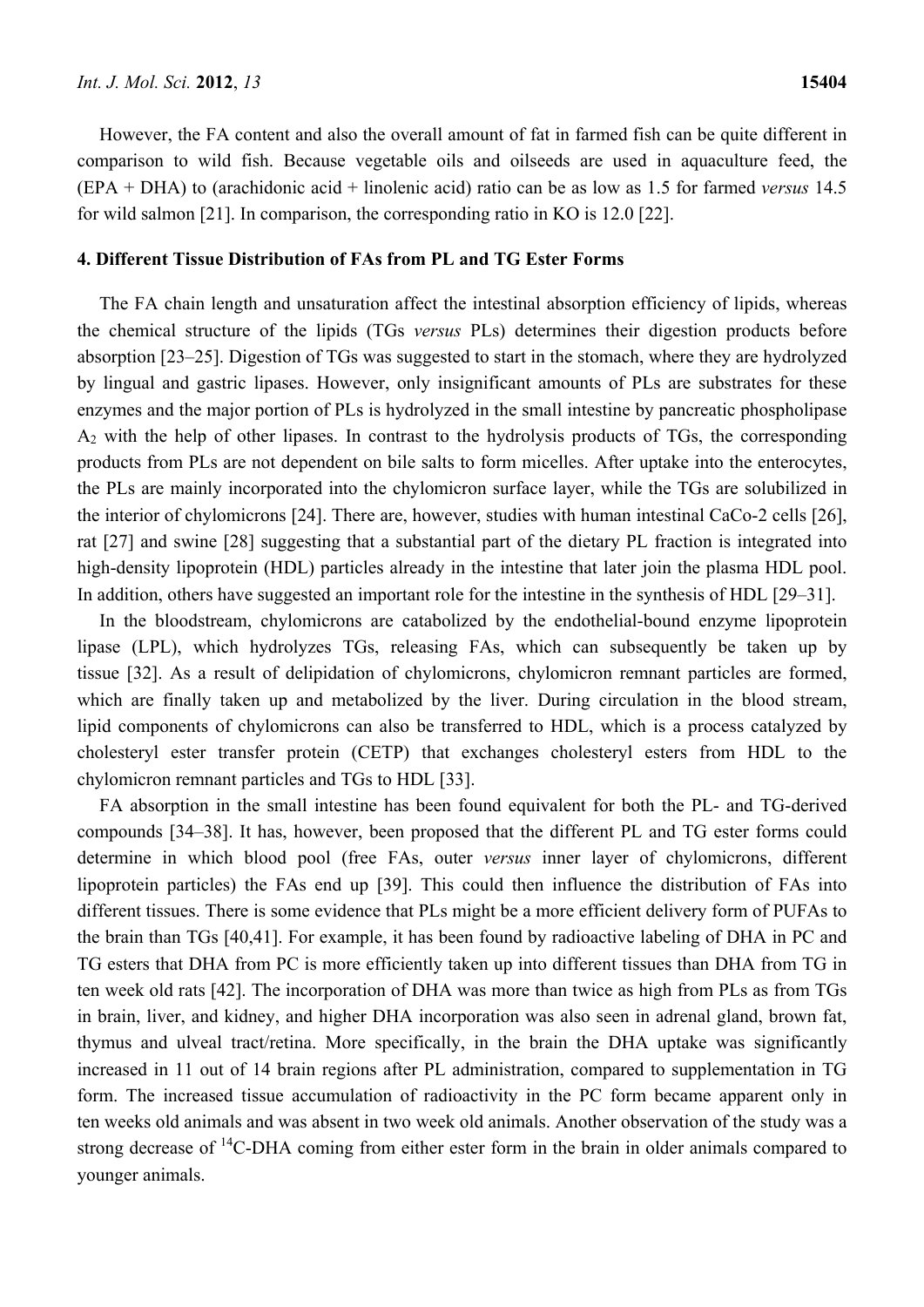However, the FA content and also the overall amount of fat in farmed fish can be quite different in comparison to wild fish. Because vegetable oils and oilseeds are used in aquaculture feed, the (EPA + DHA) to (arachidonic acid + linolenic acid) ratio can be as low as 1.5 for farmed *versus* 14.5 for wild salmon [21]. In comparison, the corresponding ratio in KO is 12.0 [22].

## 4. Different Tissue Distribution of FAs from PL and TG Ester Forms

The FA chain length and unsaturation affect the intestinal absorption efficiency of lipids, whereas the chemical structure of the lipids (TGs *versus* PLs) determines their digestion products before absorption [23–25]. Digestion of TGs was suggested to start in the stomach, where they are hydrolyzed by lingual and gastric lipases. However, only insignificant amounts of PLs are substrates for these enzymes and the major portion of PLs is hydrolyzed in the small intestine by pancreatic phospholipase $A_2$ with the help of other lipases. In contrast to the hydrolysis products of TGs, the corresponding products from PLs are not dependent on bile salts to form micelles. After uptake into the enterocytes, the PLs are mainly incorporated into the chylomicron surface layer, while the TGs are solubilized in the interior of chylomicrons [24]. There are, however, studies with human intestinal CaCo-2 cells [26], rat [27] and swine [28] suggesting that a substantial part of the dietary PL fraction is integrated into high-density lipoprotein (HDL) particles already in the intestine that later join the plasma HDL pool. In addition, others have suggested an important role for the intestine in the synthesis of HDL [29–31].

In the bloodstream, chylomicrons are catabolized by the endothelial-bound enzyme lipoprotein lipase (LPL), which hydrolyzes TGs, releasing FAs, which can subsequently be taken up by tissue [32]. As a result of delipidation of chylomicrons, chylomicron remnant particles are formed, which are finally taken up and metabolized by the liver. During circulation in the blood stream, lipid components of chylomicrons can also be transferred to HDL, which is a process catalyzed by cholesteryl ester transfer protein (CETP) that exchanges cholesteryl esters from HDL to the chylomicron remnant particles and TGs to HDL [33].

FA absorption in the small intestine has been found equivalent for both the PL- and TG-derived compounds [34–38]. It has, however, been proposed that the different PL and TG ester forms could determine in which blood pool (free FAs, outer *versus* inner layer of chylomicrons, different lipoprotein particles) the FAs end up [39]. This could then influence the distribution of FAs into different tissues. There is some evidence that PLs might be a more efficient delivery form of PUFAs to the brain than TGs [40,41]. For example, it has been found by radioactive labeling of DHA in PC and TG esters that DHA from PC is more efficiently taken up into different tissues than DHA from TG in ten week old rats [42]. The incorporation of DHA was more than twice as high from PLs as from TGs in brain, liver, and kidney, and higher DHA incorporation was also seen in adrenal gland, brown fat, thymus and ulveal tract/retina. More specifically, in the brain the DHA uptake was significantly increased in 11 out of 14 brain regions after PL administration, compared to supplementation in TG form. The increased tissue accumulation of radioactivity in the PC form became apparent only in ten weeks old animals and was absent in two week old animals. Another observation of the study was a strong decrease of $^{14}$C-DHA coming from either ester form in the brain in older animals compared to younger animals.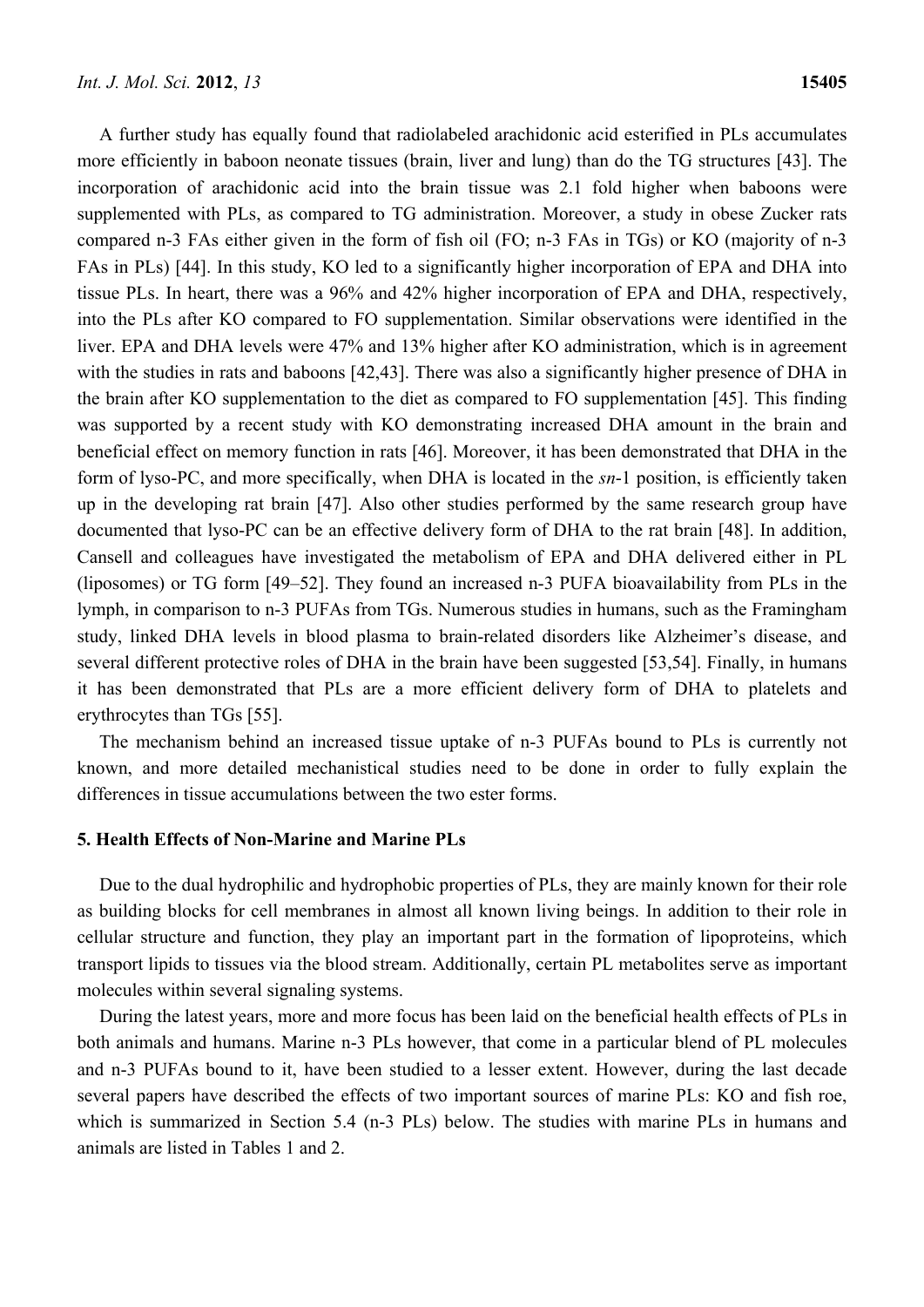A further study has equally found that radiolabeled arachidonic acid esterified in PLs accumulates more efficiently in baboon neonate tissues (brain, liver and lung) than do the TG structures [43]. The incorporation of arachidonic acid into the brain tissue was 2.1 fold higher when baboons were supplemented with PLs, as compared to TG administration. Moreover, a study in obese Zucker rats compared n-3 FAs either given in the form of fish oil (FO; n-3 FAs in TGs) or KO (majority of n-3 FAs in PLs) [44]. In this study, KO led to a significantly higher incorporation of EPA and DHA into tissue PLs. In heart, there was a 96% and 42% higher incorporation of EPA and DHA, respectively, into the PLs after KO compared to FO supplementation. Similar observations were identified in the liver. EPA and DHA levels were 47% and 13% higher after KO administration, which is in agreement with the studies in rats and baboons [42,43]. There was also a significantly higher presence of DHA in the brain after KO supplementation to the diet as compared to FO supplementation [45]. This finding was supported by a recent study with KO demonstrating increased DHA amount in the brain and beneficial effect on memory function in rats [46]. Moreover, it has been demonstrated that DHA in the form of lyso-PC, and more specifically, when DHA is located in the *sn*-1 position, is efficiently taken up in the developing rat brain [47]. Also other studies performed by the same research group have documented that lyso-PC can be an effective delivery form of DHA to the rat brain [48]. In addition, Cansell and colleagues have investigated the metabolism of EPA and DHA delivered either in PL (liposomes) or TG form [49–52]. They found an increased n-3 PUFA bioavailability from PLs in the lymph, in comparison to n-3 PUFAs from TGs. Numerous studies in humans, such as the Framingham study, linked DHA levels in blood plasma to brain-related disorders like Alzheimer's disease, and several different protective roles of DHA in the brain have been suggested [53,54]. Finally, in humans it has been demonstrated that PLs are a more efficient delivery form of DHA to platelets and erythrocytes than TGs [55].

The mechanism behind an increased tissue uptake of n-3 PUFAs bound to PLs is currently not known, and more detailed mechanistical studies need to be done in order to fully explain the differences in tissue accumulations between the two ester forms.

## 5. Health Effects of Non-Marine and Marine PLs

Due to the dual hydrophilic and hydrophobic properties of PLs, they are mainly known for their role as building blocks for cell membranes in almost all known living beings. In addition to their role in cellular structure and function, they play an important part in the formation of lipoproteins, which transport lipids to tissues via the blood stream. Additionally, certain PL metabolites serve as important molecules within several signaling systems.

During the latest years, more and more focus has been laid on the beneficial health effects of PLs in both animals and humans. Marine n-3 PLs however, that come in a particular blend of PL molecules and n-3 PUFAs bound to it, have been studied to a lesser extent. However, during the last decade several papers have described the effects of two important sources of marine PLs: KO and fish roe, which is summarized in Section 5.4 (n-3 PLs) below. The studies with marine PLs in humans and animals are listed in Tables 1 and 2.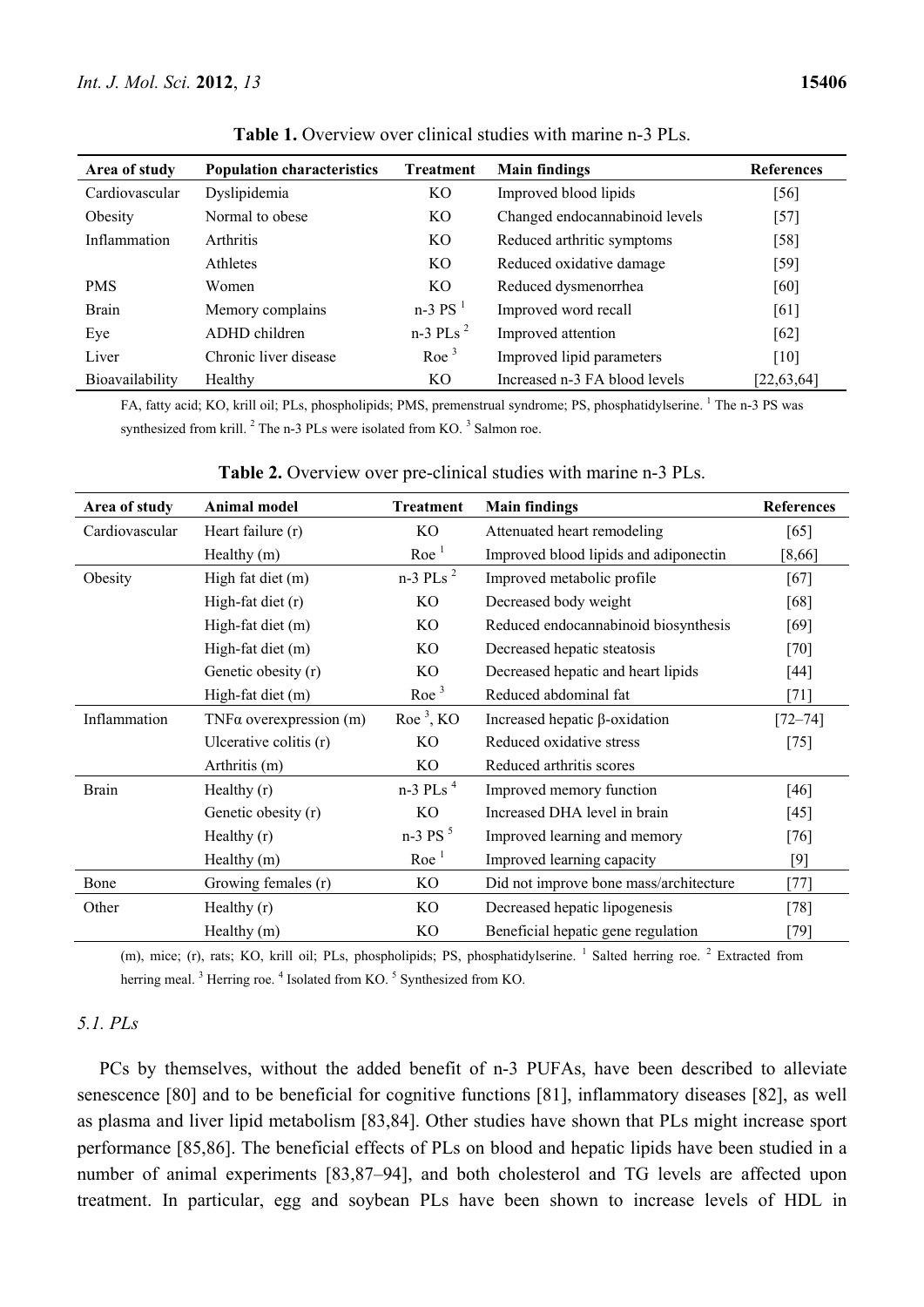**Table 1.** Overview over clinical studies with marine n-3 PLs.

| Area of study | Population characteristics | Treatment | Main findings | References |
|---|---|---|---|---|
| Cardiovascular | Dyslipidemia | KO | Improved blood lipids | [56] |
| Obesity | Normal to obese | KO | Changed endocannabinoid levels | [57] |
| Inflammation | Arthritis | KO | Reduced arthritic symptoms | [58] |
| | Athletes | KO | Reduced oxidative damage | [59] |
| PMS | Women | KO | Reduced dysmenorrhea | [60] |
| Brain | Memory complains | n-3 PS [1] | Improved word recall | [61] |
| Eye | ADHD children | n-3 PLs [2] | Improved attention | [62] |
| Liver | Chronic liver disease | Roe [3] | Improved lipid parameters | [10] |
| Bioavailability | Healthy | KO | Increased n-3 FA blood levels | [22,63,64] |

FA, fatty acid; KO, krill oil; PLs, phospholipids; PMS, premenstrual syndrome; PS, phosphatidylserine. [1] The n-3 PS was synthesized from krill. [2] The n-3 PLs were isolated from KO. [3] Salmon roe.

**Table 2.** Overview over pre-clinical studies with marine n-3 PLs.

| Area of study | Animal model | Treatment | Main findings | References |
|---|---|---|---|---|
| Cardiovascular | Heart failure (r) | KO | Attenuated heart remodeling | [65] |
| | Healthy (m) | Roe [1] | Improved blood lipids and adiponectin | [8,66] |
| Obesity | High fat diet (m) | n-3 PLs [2] | Improved metabolic profile | [67] |
| | High-fat diet (r) | KO | Decreased body weight | [68] |
| | High-fat diet (m) | KO | Reduced endocannabinoid biosynthesis | [69] |
| | High-fat diet (m) | KO | Decreased hepatic steatosis | [70] |
| | Genetic obesity (r) | KO | Decreased hepatic and heart lipids | [44] |
| | High-fat diet (m) | Roe [3] | Reduced abdominal fat | [71] |
| Inflammation | TNFα overexpression (m) | Roe [3], KO | Increased hepatic β-oxidation | [72–74] |
| | Ulcerative colitis (r) | KO | Reduced oxidative stress | [75] |
| | Arthritis (m) | KO | Reduced arthritis scores | |
| Brain | Healthy (r) | n-3 PLs [4] | Improved memory function | [46] |
| | Genetic obesity (r) | KO | Increased DHA level in brain | [45] |
| | Healthy (r) | n-3 PS [5] | Improved learning and memory | [76] |
| | Healthy (m) | Roe [1] | Improved learning capacity | [9] |
| Bone | Growing females (r) | KO | Did not improve bone mass/architecture | [77] |
| Other | Healthy (r) | KO | Decreased hepatic lipogenesis | [78] |
| | Healthy (m) | KO | Beneficial hepatic gene regulation | [79] |

(m), mice; (r), rats; KO, krill oil; PLs, phospholipids; PS, phosphatidylserine. [1] Salted herring roe. [2] Extracted from herring meal. [3] Herring roe. [4] Isolated from KO. [5] Synthesized from KO.

### *5.1. PLs*

PCs by themselves, without the added benefit of n-3 PUFAs, have been described to alleviate senescence [80] and to be beneficial for cognitive functions [81], inflammatory diseases [82], as well as plasma and liver lipid metabolism [83,84]. Other studies have shown that PLs might increase sport performance [85,86]. The beneficial effects of PLs on blood and hepatic lipids have been studied in a number of animal experiments [83,87–94], and both cholesterol and TG levels are affected upon treatment. In particular, egg and soybean PLs have been shown to increase levels of HDL in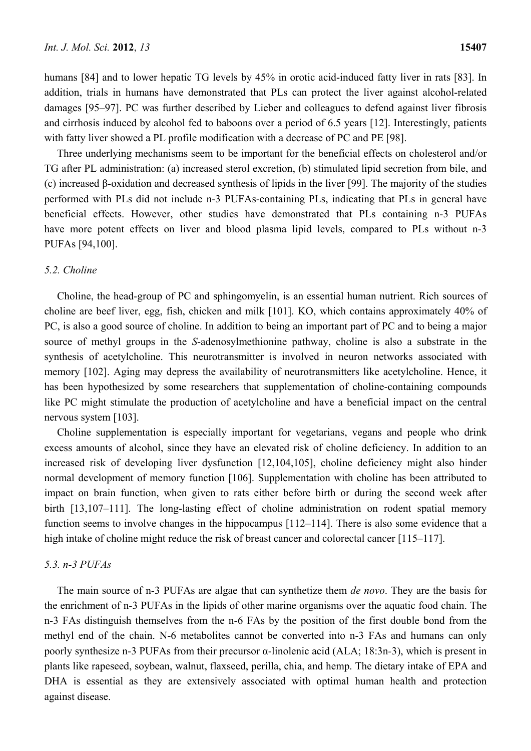humans [84] and to lower hepatic TG levels by 45% in orotic acid-induced fatty liver in rats [83]. In addition, trials in humans have demonstrated that PLs can protect the liver against alcohol-related damages [95–97]. PC was further described by Lieber and colleagues to defend against liver fibrosis and cirrhosis induced by alcohol fed to baboons over a period of 6.5 years [12]. Interestingly, patients with fatty liver showed a PL profile modification with a decrease of PC and PE [98].

Three underlying mechanisms seem to be important for the beneficial effects on cholesterol and/or TG after PL administration: (a) increased sterol excretion, (b) stimulated lipid secretion from bile, and (c) increased β-oxidation and decreased synthesis of lipids in the liver [99]. The majority of the studies performed with PLs did not include n-3 PUFAs-containing PLs, indicating that PLs in general have beneficial effects. However, other studies have demonstrated that PLs containing n-3 PUFAs have more potent effects on liver and blood plasma lipid levels, compared to PLs without n-3 PUFAs [94,100].

### *5.2. Choline*

Choline, the head-group of PC and sphingomyelin, is an essential human nutrient. Rich sources of choline are beef liver, egg, fish, chicken and milk [101]. KO, which contains approximately 40% of PC, is also a good source of choline. In addition to being an important part of PC and to being a major source of methyl groups in the *S*-adenosylmethionine pathway, choline is also a substrate in the synthesis of acetylcholine. This neurotransmitter is involved in neuron networks associated with memory [102]. Aging may depress the availability of neurotransmitters like acetylcholine. Hence, it has been hypothesized by some researchers that supplementation of choline-containing compounds like PC might stimulate the production of acetylcholine and have a beneficial impact on the central nervous system [103].

Choline supplementation is especially important for vegetarians, vegans and people who drink excess amounts of alcohol, since they have an elevated risk of choline deficiency. In addition to an increased risk of developing liver dysfunction [12,104,105], choline deficiency might also hinder normal development of memory function [106]. Supplementation with choline has been attributed to impact on brain function, when given to rats either before birth or during the second week after birth [13,107–111]. The long-lasting effect of choline administration on rodent spatial memory function seems to involve changes in the hippocampus [112–114]. There is also some evidence that a high intake of choline might reduce the risk of breast cancer and colorectal cancer [115–117].

### *5.3. n-3 PUFAs*

The main source of n-3 PUFAs are algae that can synthetize them *de novo*. They are the basis for the enrichment of n-3 PUFAs in the lipids of other marine organisms over the aquatic food chain. The n-3 FAs distinguish themselves from the n-6 FAs by the position of the first double bond from the methyl end of the chain. N-6 metabolites cannot be converted into n-3 FAs and humans can only poorly synthesize n-3 PUFAs from their precursor α-linolenic acid (ALA; 18:3n-3), which is present in plants like rapeseed, soybean, walnut, flaxseed, perilla, chia, and hemp. The dietary intake of EPA and DHA is essential as they are extensively associated with optimal human health and protection against disease.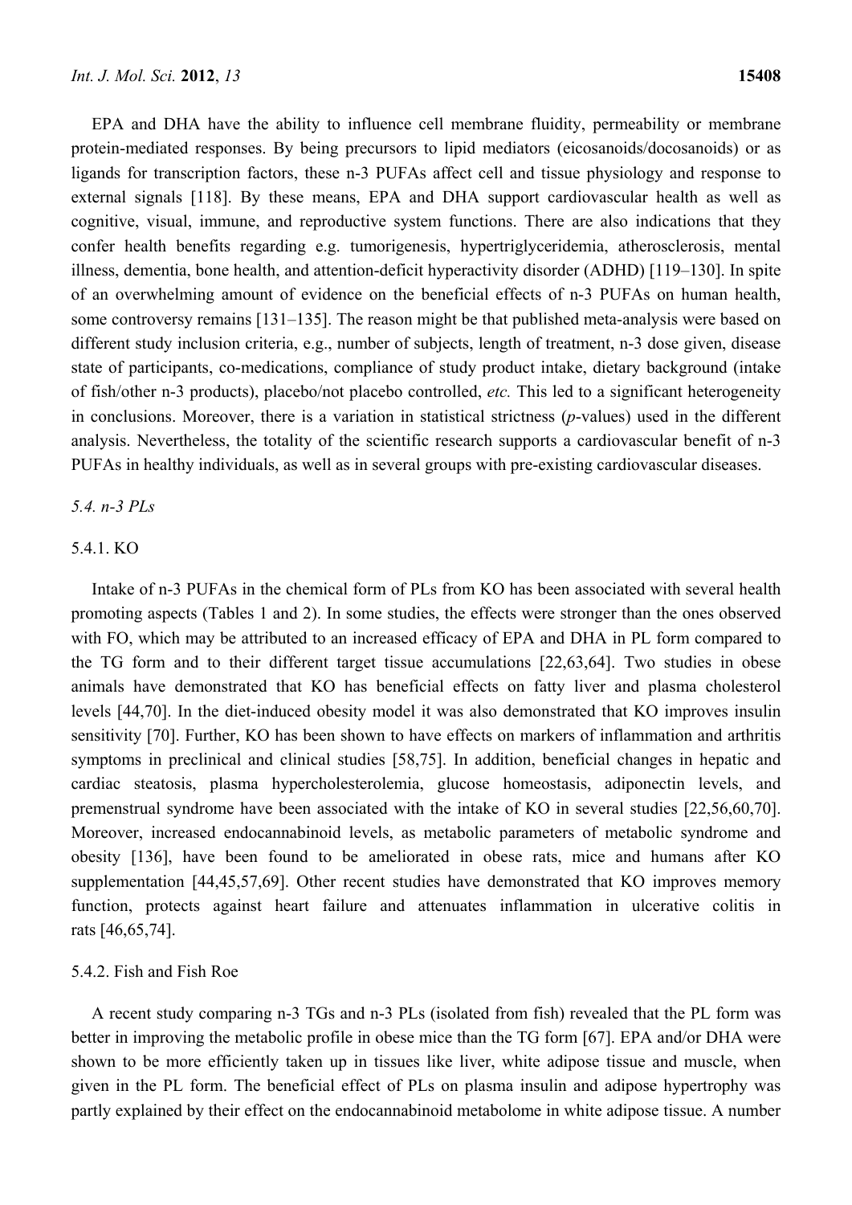EPA and DHA have the ability to influence cell membrane fluidity, permeability or membrane protein-mediated responses. By being precursors to lipid mediators (eicosanoids/docosanoids) or as ligands for transcription factors, these n-3 PUFAs affect cell and tissue physiology and response to external signals [118]. By these means, EPA and DHA support cardiovascular health as well as cognitive, visual, immune, and reproductive system functions. There are also indications that they confer health benefits regarding e.g. tumorigenesis, hypertriglyceridemia, atherosclerosis, mental illness, dementia, bone health, and attention-deficit hyperactivity disorder (ADHD) [119–130]. In spite of an overwhelming amount of evidence on the beneficial effects of n-3 PUFAs on human health, some controversy remains [131–135]. The reason might be that published meta-analysis were based on different study inclusion criteria, e.g., number of subjects, length of treatment, n-3 dose given, disease state of participants, co-medications, compliance of study product intake, dietary background (intake of fish/other n-3 products), placebo/not placebo controlled, *etc.* This led to a significant heterogeneity in conclusions. Moreover, there is a variation in statistical strictness (*p*-values) used in the different analysis. Nevertheless, the totality of the scientific research supports a cardiovascular benefit of n-3 PUFAs in healthy individuals, as well as in several groups with pre-existing cardiovascular diseases.

### *5.4. n-3 PLs*

#### 5.4.1. KO

Intake of n-3 PUFAs in the chemical form of PLs from KO has been associated with several health promoting aspects (Tables 1 and 2). In some studies, the effects were stronger than the ones observed with FO, which may be attributed to an increased efficacy of EPA and DHA in PL form compared to the TG form and to their different target tissue accumulations [22,63,64]. Two studies in obese animals have demonstrated that KO has beneficial effects on fatty liver and plasma cholesterol levels [44,70]. In the diet-induced obesity model it was also demonstrated that KO improves insulin sensitivity [70]. Further, KO has been shown to have effects on markers of inflammation and arthritis symptoms in preclinical and clinical studies [58,75]. In addition, beneficial changes in hepatic and cardiac steatosis, plasma hypercholesterolemia, glucose homeostasis, adiponectin levels, and premenstrual syndrome have been associated with the intake of KO in several studies [22,56,60,70]. Moreover, increased endocannabinoid levels, as metabolic parameters of metabolic syndrome and obesity [136], have been found to be ameliorated in obese rats, mice and humans after KO supplementation [44,45,57,69]. Other recent studies have demonstrated that KO improves memory function, protects against heart failure and attenuates inflammation in ulcerative colitis in rats [46,65,74].

#### 5.4.2. Fish and Fish Roe

A recent study comparing n-3 TGs and n-3 PLs (isolated from fish) revealed that the PL form was better in improving the metabolic profile in obese mice than the TG form [67]. EPA and/or DHA were shown to be more efficiently taken up in tissues like liver, white adipose tissue and muscle, when given in the PL form. The beneficial effect of PLs on plasma insulin and adipose hypertrophy was partly explained by their effect on the endocannabinoid metabolome in white adipose tissue. A number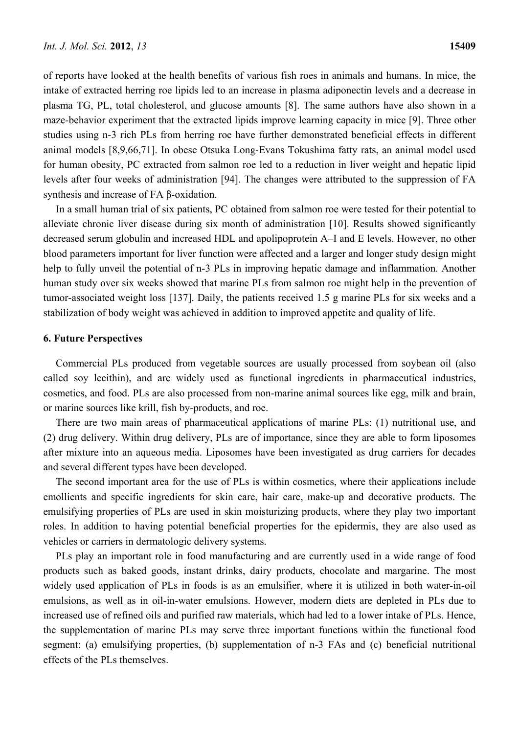of reports have looked at the health benefits of various fish roes in animals and humans. In mice, the intake of extracted herring roe lipids led to an increase in plasma adiponectin levels and a decrease in plasma TG, PL, total cholesterol, and glucose amounts [8]. The same authors have also shown in a maze-behavior experiment that the extracted lipids improve learning capacity in mice [9]. Three other studies using n-3 rich PLs from herring roe have further demonstrated beneficial effects in different animal models [8,9,66,71]. In obese Otsuka Long-Evans Tokushima fatty rats, an animal model used for human obesity, PC extracted from salmon roe led to a reduction in liver weight and hepatic lipid levels after four weeks of administration [94]. The changes were attributed to the suppression of FA synthesis and increase of FA β-oxidation.

In a small human trial of six patients, PC obtained from salmon roe were tested for their potential to alleviate chronic liver disease during six month of administration [10]. Results showed significantly decreased serum globulin and increased HDL and apolipoprotein A–I and E levels. However, no other blood parameters important for liver function were affected and a larger and longer study design might help to fully unveil the potential of n-3 PLs in improving hepatic damage and inflammation. Another human study over six weeks showed that marine PLs from salmon roe might help in the prevention of tumor-associated weight loss [137]. Daily, the patients received 1.5 g marine PLs for six weeks and a stabilization of body weight was achieved in addition to improved appetite and quality of life.

## 6. Future Perspectives

Commercial PLs produced from vegetable sources are usually processed from soybean oil (also called soy lecithin), and are widely used as functional ingredients in pharmaceutical industries, cosmetics, and food. PLs are also processed from non-marine animal sources like egg, milk and brain, or marine sources like krill, fish by-products, and roe.

There are two main areas of pharmaceutical applications of marine PLs: (1) nutritional use, and (2) drug delivery. Within drug delivery, PLs are of importance, since they are able to form liposomes after mixture into an aqueous media. Liposomes have been investigated as drug carriers for decades and several different types have been developed.

The second important area for the use of PLs is within cosmetics, where their applications include emollients and specific ingredients for skin care, hair care, make-up and decorative products. The emulsifying properties of PLs are used in skin moisturizing products, where they play two important roles. In addition to having potential beneficial properties for the epidermis, they are also used as vehicles or carriers in dermatologic delivery systems.

PLs play an important role in food manufacturing and are currently used in a wide range of food products such as baked goods, instant drinks, dairy products, chocolate and margarine. The most widely used application of PLs in foods is as an emulsifier, where it is utilized in both water-in-oil emulsions, as well as in oil-in-water emulsions. However, modern diets are depleted in PLs due to increased use of refined oils and purified raw materials, which had led to a lower intake of PLs. Hence, the supplementation of marine PLs may serve three important functions within the functional food segment: (a) emulsifying properties, (b) supplementation of n-3 FAs and (c) beneficial nutritional effects of the PLs themselves.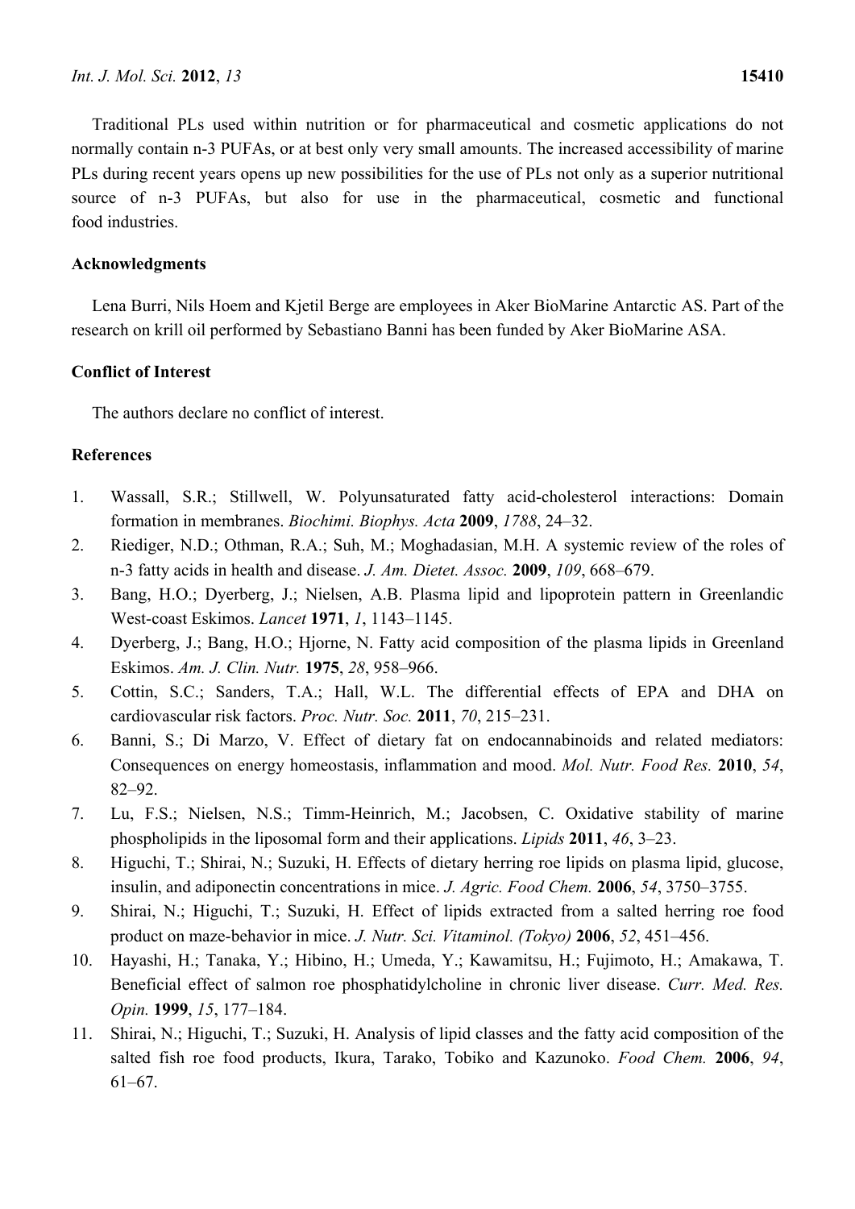Traditional PLs used within nutrition or for pharmaceutical and cosmetic applications do not normally contain n-3 PUFAs, or at best only very small amounts. The increased accessibility of marine PLs during recent years opens up new possibilities for the use of PLs not only as a superior nutritional source of n-3 PUFAs, but also for use in the pharmaceutical, cosmetic and functional food industries.

## Acknowledgments

Lena Burri, Nils Hoem and Kjetil Berge are employees in Aker BioMarine Antarctic AS. Part of the research on krill oil performed by Sebastiano Banni has been funded by Aker BioMarine ASA.

## Conflict of Interest

The authors declare no conflict of interest.

## References

1. Wassall, S.R.; Stillwell, W. Polyunsaturated fatty acid-cholesterol interactions: Domain formation in membranes. *Biochimi. Biophys. Acta* **2009**, *1788*, 24–32.
2. Riediger, N.D.; Othman, R.A.; Suh, M.; Moghadasian, M.H. A systemic review of the roles of n-3 fatty acids in health and disease. *J. Am. Dietet. Assoc.* **2009**, *109*, 668–679.
3. Bang, H.O.; Dyerberg, J.; Nielsen, A.B. Plasma lipid and lipoprotein pattern in Greenlandic West-coast Eskimos. *Lancet* **1971**, *1*, 1143–1145.
4. Dyerberg, J.; Bang, H.O.; Hjorne, N. Fatty acid composition of the plasma lipids in Greenland Eskimos. *Am. J. Clin. Nutr.* **1975**, *28*, 958–966.
5. Cottin, S.C.; Sanders, T.A.; Hall, W.L. The differential effects of EPA and DHA on cardiovascular risk factors. *Proc. Nutr. Soc.* **2011**, *70*, 215–231.
6. Banni, S.; Di Marzo, V. Effect of dietary fat on endocannabinoids and related mediators: Consequences on energy homeostasis, inflammation and mood. *Mol. Nutr. Food Res.* **2010**, *54*, 82–92.
7. Lu, F.S.; Nielsen, N.S.; Timm-Heinrich, M.; Jacobsen, C. Oxidative stability of marine phospholipids in the liposomal form and their applications. *Lipids* **2011**, *46*, 3–23.
8. Higuchi, T.; Shirai, N.; Suzuki, H. Effects of dietary herring roe lipids on plasma lipid, glucose, insulin, and adiponectin concentrations in mice. *J. Agric. Food Chem.* **2006**, *54*, 3750–3755.
9. Shirai, N.; Higuchi, T.; Suzuki, H. Effect of lipids extracted from a salted herring roe food product on maze-behavior in mice. *J. Nutr. Sci. Vitaminol. (Tokyo)* **2006**, *52*, 451–456.
10. Hayashi, H.; Tanaka, Y.; Hibino, H.; Umeda, Y.; Kawamitsu, H.; Fujimoto, H.; Amakawa, T. Beneficial effect of salmon roe phosphatidylcholine in chronic liver disease. *Curr. Med. Res. Opin.* **1999**, *15*, 177–184.
11. Shirai, N.; Higuchi, T.; Suzuki, H. Analysis of lipid classes and the fatty acid composition of the salted fish roe food products, Ikura, Tarako, Tobiko and Kazunoko. *Food Chem.* **2006**, *94*, 61–67.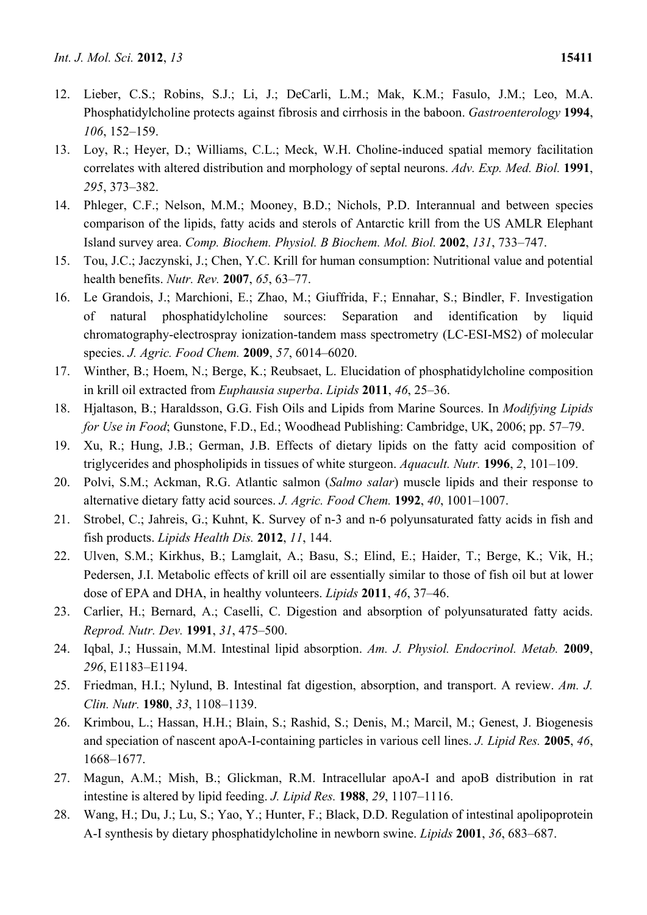12. Lieber, C.S.; Robins, S.J.; Li, J.; DeCarli, L.M.; Mak, K.M.; Fasulo, J.M.; Leo, M.A. Phosphatidylcholine protects against fibrosis and cirrhosis in the baboon. *Gastroenterology* **1994**, *106*, 152–159.
13. Loy, R.; Heyer, D.; Williams, C.L.; Meck, W.H. Choline-induced spatial memory facilitation correlates with altered distribution and morphology of septal neurons. *Adv. Exp. Med. Biol.* **1991**, *295*, 373–382.
14. Phleger, C.F.; Nelson, M.M.; Mooney, B.D.; Nichols, P.D. Interannual and between species comparison of the lipids, fatty acids and sterols of Antarctic krill from the US AMLR Elephant Island survey area. *Comp. Biochem. Physiol. B Biochem. Mol. Biol.* **2002**, *131*, 733–747.
15. Tou, J.C.; Jaczynski, J.; Chen, Y.C. Krill for human consumption: Nutritional value and potential health benefits. *Nutr. Rev.* **2007**, *65*, 63–77.
16. Le Grandois, J.; Marchioni, E.; Zhao, M.; Giuffrida, F.; Ennahar, S.; Bindler, F. Investigation of natural phosphatidylcholine sources: Separation and identification by liquid chromatography-electrospray ionization-tandem mass spectrometry (LC-ESI-MS2) of molecular species. *J. Agric. Food Chem.* **2009**, *57*, 6014–6020.
17. Winther, B.; Hoem, N.; Berge, K.; Reubsaet, L. Elucidation of phosphatidylcholine composition in krill oil extracted from *Euphausia superba*. *Lipids* **2011**, *46*, 25–36.
18. Hjaltason, B.; Haraldsson, G.G. Fish Oils and Lipids from Marine Sources. In *Modifying Lipids for Use in Food*; Gunstone, F.D., Ed.; Woodhead Publishing: Cambridge, UK, 2006; pp. 57–79.
19. Xu, R.; Hung, J.B.; German, J.B. Effects of dietary lipids on the fatty acid composition of triglycerides and phospholipids in tissues of white sturgeon. *Aquacult. Nutr.* **1996**, *2*, 101–109.
20. Polvi, S.M.; Ackman, R.G. Atlantic salmon (*Salmo salar*) muscle lipids and their response to alternative dietary fatty acid sources. *J. Agric. Food Chem.* **1992**, *40*, 1001–1007.
21. Strobel, C.; Jahreis, G.; Kuhnt, K. Survey of n-3 and n-6 polyunsaturated fatty acids in fish and fish products. *Lipids Health Dis.* **2012**, *11*, 144.
22. Ulven, S.M.; Kirkhus, B.; Lamglait, A.; Basu, S.; Elind, E.; Haider, T.; Berge, K.; Vik, H.; Pedersen, J.I. Metabolic effects of krill oil are essentially similar to those of fish oil but at lower dose of EPA and DHA, in healthy volunteers. *Lipids* **2011**, *46*, 37–46.
23. Carlier, H.; Bernard, A.; Caselli, C. Digestion and absorption of polyunsaturated fatty acids. *Reprod. Nutr. Dev.* **1991**, *31*, 475–500.
24. Iqbal, J.; Hussain, M.M. Intestinal lipid absorption. *Am. J. Physiol. Endocrinol. Metab.* **2009**, *296*, E1183–E1194.
25. Friedman, H.I.; Nylund, B. Intestinal fat digestion, absorption, and transport. A review. *Am. J. Clin. Nutr.* **1980**, *33*, 1108–1139.
26. Krimbou, L.; Hassan, H.H.; Blain, S.; Rashid, S.; Denis, M.; Marcil, M.; Genest, J. Biogenesis and speciation of nascent apoA-I-containing particles in various cell lines. *J. Lipid Res.* **2005**, *46*, 1668–1677.
27. Magun, A.M.; Mish, B.; Glickman, R.M. Intracellular apoA-I and apoB distribution in rat intestine is altered by lipid feeding. *J. Lipid Res.* **1988**, *29*, 1107–1116.
28. Wang, H.; Du, J.; Lu, S.; Yao, Y.; Hunter, F.; Black, D.D. Regulation of intestinal apolipoprotein A-I synthesis by dietary phosphatidylcholine in newborn swine. *Lipids* **2001**, *36*, 683–687.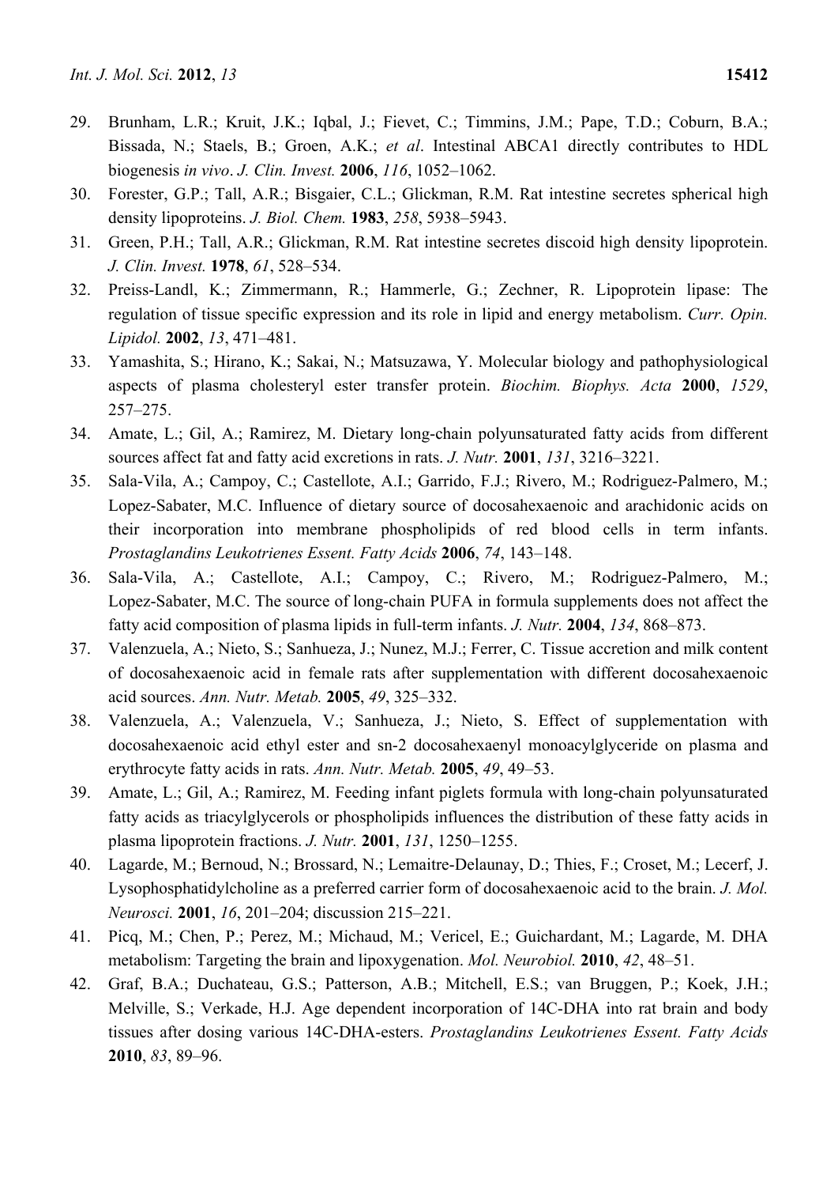29. Brunham, L.R.; Kruit, J.K.; Iqbal, J.; Fievet, C.; Timmins, J.M.; Pape, T.D.; Coburn, B.A.; Bissada, N.; Staels, B.; Groen, A.K.; *et al*. Intestinal ABCA1 directly contributes to HDL biogenesis *in vivo*. *J. Clin. Invest.* **2006**, *116*, 1052–1062.
30. Forester, G.P.; Tall, A.R.; Bisgaier, C.L.; Glickman, R.M. Rat intestine secretes spherical high density lipoproteins. *J. Biol. Chem.* **1983**, *258*, 5938–5943.
31. Green, P.H.; Tall, A.R.; Glickman, R.M. Rat intestine secretes discoid high density lipoprotein. *J. Clin. Invest.* **1978**, *61*, 528–534.
32. Preiss-Landl, K.; Zimmermann, R.; Hammerle, G.; Zechner, R. Lipoprotein lipase: The regulation of tissue specific expression and its role in lipid and energy metabolism. *Curr. Opin. Lipidol.* **2002**, *13*, 471–481.
33. Yamashita, S.; Hirano, K.; Sakai, N.; Matsuzawa, Y. Molecular biology and pathophysiological aspects of plasma cholesteryl ester transfer protein. *Biochim. Biophys. Acta* **2000**, *1529*, 257–275.
34. Amate, L.; Gil, A.; Ramirez, M. Dietary long-chain polyunsaturated fatty acids from different sources affect fat and fatty acid excretions in rats. *J. Nutr.* **2001**, *131*, 3216–3221.
35. Sala-Vila, A.; Campoy, C.; Castellote, A.I.; Garrido, F.J.; Rivero, M.; Rodriguez-Palmero, M.; Lopez-Sabater, M.C. Influence of dietary source of docosahexaenoic and arachidonic acids on their incorporation into membrane phospholipids of red blood cells in term infants. *Prostaglandins Leukotrienes Essent. Fatty Acids* **2006**, *74*, 143–148.
36. Sala-Vila, A.; Castellote, A.I.; Campoy, C.; Rivero, M.; Rodriguez-Palmero, M.; Lopez-Sabater, M.C. The source of long-chain PUFA in formula supplements does not affect the fatty acid composition of plasma lipids in full-term infants. *J. Nutr.* **2004**, *134*, 868–873.
37. Valenzuela, A.; Nieto, S.; Sanhueza, J.; Nunez, M.J.; Ferrer, C. Tissue accretion and milk content of docosahexaenoic acid in female rats after supplementation with different docosahexaenoic acid sources. *Ann. Nutr. Metab.* **2005**, *49*, 325–332.
38. Valenzuela, A.; Valenzuela, V.; Sanhueza, J.; Nieto, S. Effect of supplementation with docosahexaenoic acid ethyl ester and sn-2 docosahexaenyl monoacylglyceride on plasma and erythrocyte fatty acids in rats. *Ann. Nutr. Metab.* **2005**, *49*, 49–53.
39. Amate, L.; Gil, A.; Ramirez, M. Feeding infant piglets formula with long-chain polyunsaturated fatty acids as triacylglycerols or phospholipids influences the distribution of these fatty acids in plasma lipoprotein fractions. *J. Nutr.* **2001**, *131*, 1250–1255.
40. Lagarde, M.; Bernoud, N.; Brossard, N.; Lemaitre-Delaunay, D.; Thies, F.; Croset, M.; Lecerf, J. Lysophosphatidylcholine as a preferred carrier form of docosahexaenoic acid to the brain. *J. Mol. Neurosci.* **2001**, *16*, 201–204; discussion 215–221.
41. Picq, M.; Chen, P.; Perez, M.; Michaud, M.; Vericel, E.; Guichardant, M.; Lagarde, M. DHA metabolism: Targeting the brain and lipoxygenation. *Mol. Neurobiol.* **2010**, *42*, 48–51.
42. Graf, B.A.; Duchateau, G.S.; Patterson, A.B.; Mitchell, E.S.; van Bruggen, P.; Koek, J.H.; Melville, S.; Verkade, H.J. Age dependent incorporation of 14C-DHA into rat brain and body tissues after dosing various 14C-DHA-esters. *Prostaglandins Leukotrienes Essent. Fatty Acids* **2010**, *83*, 89–96.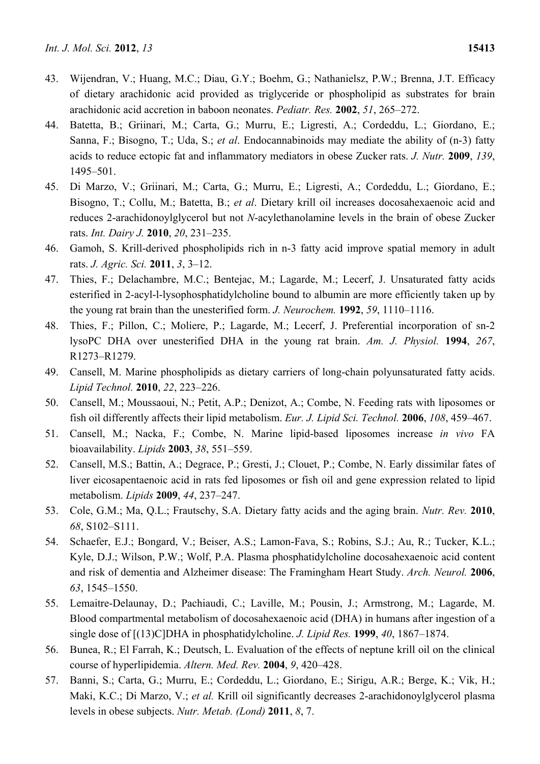43. Wijendran, V.; Huang, M.C.; Diau, G.Y.; Boehm, G.; Nathanielsz, P.W.; Brenna, J.T. Efficacy of dietary arachidonic acid provided as triglyceride or phospholipid as substrates for brain arachidonic acid accretion in baboon neonates. *Pediatr. Res.* **2002**, *51*, 265–272.
44. Batetta, B.; Griinari, M.; Carta, G.; Murru, E.; Ligresti, A.; Cordeddu, L.; Giordano, E.; Sanna, F.; Bisogno, T.; Uda, S.; *et al*. Endocannabinoids may mediate the ability of (n-3) fatty acids to reduce ectopic fat and inflammatory mediators in obese Zucker rats. *J. Nutr.* **2009**, *139*, 1495–501.
45. Di Marzo, V.; Griinari, M.; Carta, G.; Murru, E.; Ligresti, A.; Cordeddu, L.; Giordano, E.; Bisogno, T.; Collu, M.; Batetta, B.; *et al*. Dietary krill oil increases docosahexaenoic acid and reduces 2-arachidonoylglycerol but not *N*-acylethanolamine levels in the brain of obese Zucker rats. *Int. Dairy J.* **2010**, *20*, 231–235.
46. Gamoh, S. Krill-derived phospholipids rich in n-3 fatty acid improve spatial memory in adult rats. *J. Agric. Sci.* **2011**, *3*, 3–12.
47. Thies, F.; Delachambre, M.C.; Bentejac, M.; Lagarde, M.; Lecerf, J. Unsaturated fatty acids esterified in 2-acyl-l-lysophosphatidylcholine bound to albumin are more efficiently taken up by the young rat brain than the unesterified form. *J. Neurochem.* **1992**, *59*, 1110–1116.
48. Thies, F.; Pillon, C.; Moliere, P.; Lagarde, M.; Lecerf, J. Preferential incorporation of sn-2 lysoPC DHA over unesterified DHA in the young rat brain. *Am. J. Physiol.* **1994**, *267*, R1273–R1279.
49. Cansell, M. Marine phospholipids as dietary carriers of long-chain polyunsaturated fatty acids. *Lipid Technol.* **2010**, *22*, 223–226.
50. Cansell, M.; Moussaoui, N.; Petit, A.P.; Denizot, A.; Combe, N. Feeding rats with liposomes or fish oil differently affects their lipid metabolism. *Eur. J. Lipid Sci. Technol.* **2006**, *108*, 459–467.
51. Cansell, M.; Nacka, F.; Combe, N. Marine lipid-based liposomes increase *in vivo* FA bioavailability. *Lipids* **2003**, *38*, 551–559.
52. Cansell, M.S.; Battin, A.; Degrace, P.; Gresti, J.; Clouet, P.; Combe, N. Early dissimilar fates of liver eicosapentaenoic acid in rats fed liposomes or fish oil and gene expression related to lipid metabolism. *Lipids* **2009**, *44*, 237–247.
53. Cole, G.M.; Ma, Q.L.; Frautschy, S.A. Dietary fatty acids and the aging brain. *Nutr. Rev.* **2010**, *68*, S102–S111.
54. Schaefer, E.J.; Bongard, V.; Beiser, A.S.; Lamon-Fava, S.; Robins, S.J.; Au, R.; Tucker, K.L.; Kyle, D.J.; Wilson, P.W.; Wolf, P.A. Plasma phosphatidylcholine docosahexaenoic acid content and risk of dementia and Alzheimer disease: The Framingham Heart Study. *Arch. Neurol.* **2006**, *63*, 1545–1550.
55. Lemaitre-Delaunay, D.; Pachiaudi, C.; Laville, M.; Pousin, J.; Armstrong, M.; Lagarde, M. Blood compartmental metabolism of docosahexaenoic acid (DHA) in humans after ingestion of a single dose of [(13)C]DHA in phosphatidylcholine. *J. Lipid Res.* **1999**, *40*, 1867–1874.
56. Bunea, R.; El Farrah, K.; Deutsch, L. Evaluation of the effects of neptune krill oil on the clinical course of hyperlipidemia. *Altern. Med. Rev.* **2004**, *9*, 420–428.
57. Banni, S.; Carta, G.; Murru, E.; Cordeddu, L.; Giordano, E.; Sirigu, A.R.; Berge, K.; Vik, H.; Maki, K.C.; Di Marzo, V.; *et al.* Krill oil significantly decreases 2-arachidonoylglycerol plasma levels in obese subjects. *Nutr. Metab. (Lond)* **2011**, *8*, 7.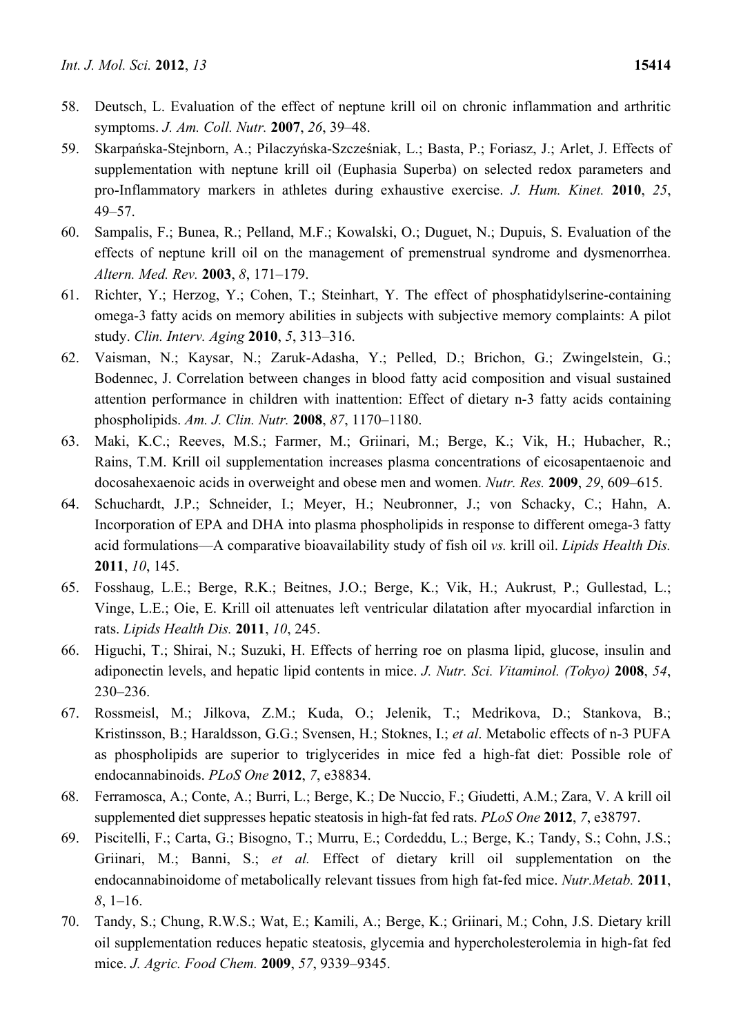58. Deutsch, L. Evaluation of the effect of neptune krill oil on chronic inflammation and arthritic symptoms. *J. Am. Coll. Nutr.* **2007**, *26*, 39–48.
59. Skarpańska-Stejnborn, A.; Pilaczyńska-Szcześniak, L.; Basta, P.; Foriasz, J.; Arlet, J. Effects of supplementation with neptune krill oil (Euphasia Superba) on selected redox parameters and pro-Inflammatory markers in athletes during exhaustive exercise. *J. Hum. Kinet.* **2010**, *25*, 49–57.
60. Sampalis, F.; Bunea, R.; Pelland, M.F.; Kowalski, O.; Duguet, N.; Dupuis, S. Evaluation of the effects of neptune krill oil on the management of premenstrual syndrome and dysmenorrhea. *Altern. Med. Rev.* **2003**, *8*, 171–179.
61. Richter, Y.; Herzog, Y.; Cohen, T.; Steinhart, Y. The effect of phosphatidylserine-containing omega-3 fatty acids on memory abilities in subjects with subjective memory complaints: A pilot study. *Clin. Interv. Aging* **2010**, *5*, 313–316.
62. Vaisman, N.; Kaysar, N.; Zaruk-Adasha, Y.; Pelled, D.; Brichon, G.; Zwingelstein, G.; Bodennec, J. Correlation between changes in blood fatty acid composition and visual sustained attention performance in children with inattention: Effect of dietary n-3 fatty acids containing phospholipids. *Am. J. Clin. Nutr.* **2008**, *87*, 1170–1180.
63. Maki, K.C.; Reeves, M.S.; Farmer, M.; Griinari, M.; Berge, K.; Vik, H.; Hubacher, R.; Rains, T.M. Krill oil supplementation increases plasma concentrations of eicosapentaenoic and docosahexaenoic acids in overweight and obese men and women. *Nutr. Res.* **2009**, *29*, 609–615.
64. Schuchardt, J.P.; Schneider, I.; Meyer, H.; Neubronner, J.; von Schacky, C.; Hahn, A. Incorporation of EPA and DHA into plasma phospholipids in response to different omega-3 fatty acid formulations—A comparative bioavailability study of fish oil *vs.* krill oil. *Lipids Health Dis.* **2011**, *10*, 145.
65. Fosshaug, L.E.; Berge, R.K.; Beitnes, J.O.; Berge, K.; Vik, H.; Aukrust, P.; Gullestad, L.; Vinge, L.E.; Oie, E. Krill oil attenuates left ventricular dilatation after myocardial infarction in rats. *Lipids Health Dis.* **2011**, *10*, 245.
66. Higuchi, T.; Shirai, N.; Suzuki, H. Effects of herring roe on plasma lipid, glucose, insulin and adiponectin levels, and hepatic lipid contents in mice. *J. Nutr. Sci. Vitaminol. (Tokyo)* **2008**, *54*, 230–236.
67. Rossmeisl, M.; Jilkova, Z.M.; Kuda, O.; Jelenik, T.; Medrikova, D.; Stankova, B.; Kristinsson, B.; Haraldsson, G.G.; Svensen, H.; Stoknes, I.; *et al*. Metabolic effects of n-3 PUFA as phospholipids are superior to triglycerides in mice fed a high-fat diet: Possible role of endocannabinoids. *PLoS One* **2012**, *7*, e38834.
68. Ferramosca, A.; Conte, A.; Burri, L.; Berge, K.; De Nuccio, F.; Giudetti, A.M.; Zara, V. A krill oil supplemented diet suppresses hepatic steatosis in high-fat fed rats. *PLoS One* **2012**, *7*, e38797.
69. Piscitelli, F.; Carta, G.; Bisogno, T.; Murru, E.; Cordeddu, L.; Berge, K.; Tandy, S.; Cohn, J.S.; Griinari, M.; Banni, S.; *et al.* Effect of dietary krill oil supplementation on the endocannabinoidome of metabolically relevant tissues from high fat-fed mice. *Nutr.Metab.* **2011**, *8*, 1–16.
70. Tandy, S.; Chung, R.W.S.; Wat, E.; Kamili, A.; Berge, K.; Griinari, M.; Cohn, J.S. Dietary krill oil supplementation reduces hepatic steatosis, glycemia and hypercholesterolemia in high-fat fed mice. *J. Agric. Food Chem.* **2009**, *57*, 9339–9345.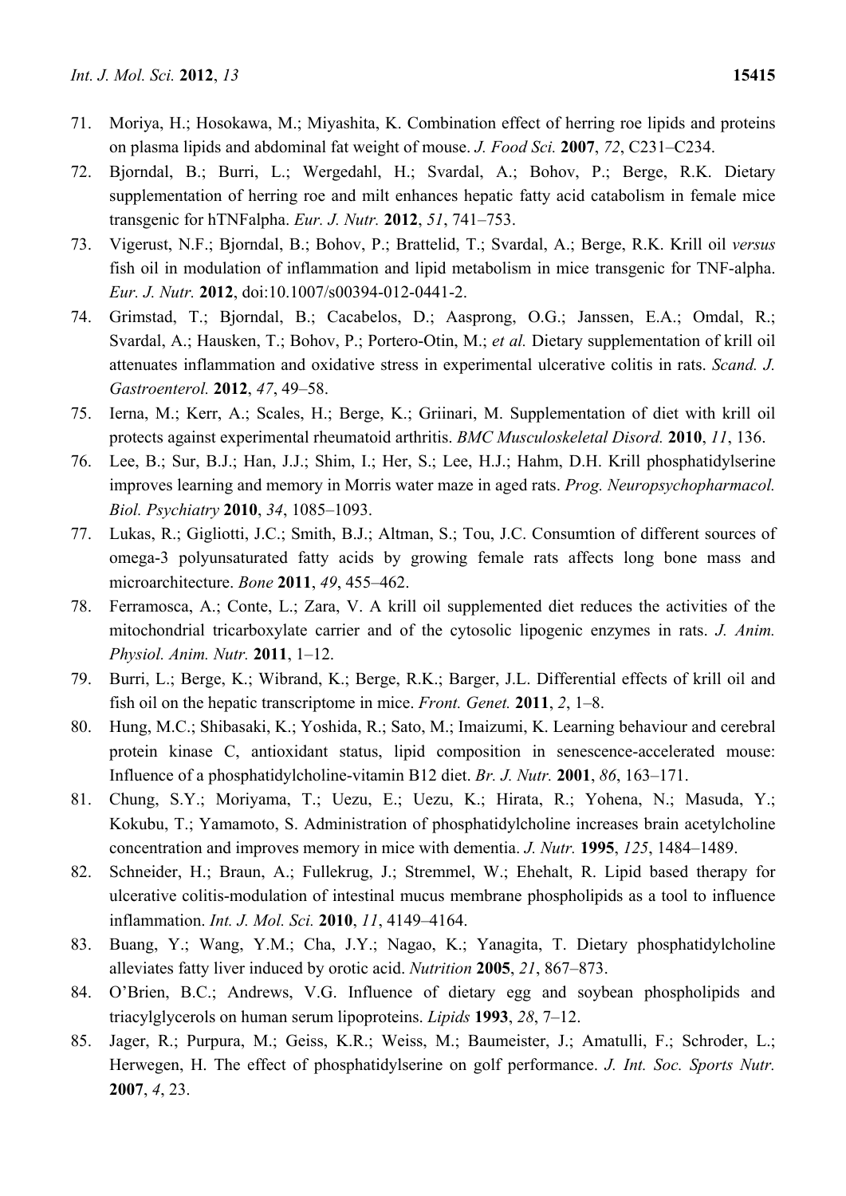71. Moriya, H.; Hosokawa, M.; Miyashita, K. Combination effect of herring roe lipids and proteins on plasma lipids and abdominal fat weight of mouse. *J. Food Sci.* **2007**, *72*, C231–C234.
72. Bjorndal, B.; Burri, L.; Wergedahl, H.; Svardal, A.; Bohov, P.; Berge, R.K. Dietary supplementation of herring roe and milt enhances hepatic fatty acid catabolism in female mice transgenic for hTNFalpha. *Eur. J. Nutr.* **2012**, *51*, 741–753.
73. Vigerust, N.F.; Bjorndal, B.; Bohov, P.; Brattelid, T.; Svardal, A.; Berge, R.K. Krill oil *versus* fish oil in modulation of inflammation and lipid metabolism in mice transgenic for TNF-alpha. *Eur. J. Nutr.* **2012**, doi:10.1007/s00394-012-0441-2.
74. Grimstad, T.; Bjorndal, B.; Cacabelos, D.; Aasprong, O.G.; Janssen, E.A.; Omdal, R.; Svardal, A.; Hausken, T.; Bohov, P.; Portero-Otin, M.; *et al.* Dietary supplementation of krill oil attenuates inflammation and oxidative stress in experimental ulcerative colitis in rats. *Scand. J. Gastroenterol.* **2012**, *47*, 49–58.
75. Ierna, M.; Kerr, A.; Scales, H.; Berge, K.; Griinari, M. Supplementation of diet with krill oil protects against experimental rheumatoid arthritis. *BMC Musculoskeletal Disord.* **2010**, *11*, 136.
76. Lee, B.; Sur, B.J.; Han, J.J.; Shim, I.; Her, S.; Lee, H.J.; Hahm, D.H. Krill phosphatidylserine improves learning and memory in Morris water maze in aged rats. *Prog. Neuropsychopharmacol. Biol. Psychiatry* **2010**, *34*, 1085–1093.
77. Lukas, R.; Gigliotti, J.C.; Smith, B.J.; Altman, S.; Tou, J.C. Consumtion of different sources of omega-3 polyunsaturated fatty acids by growing female rats affects long bone mass and microarchitecture. *Bone* **2011**, *49*, 455–462.
78. Ferramosca, A.; Conte, L.; Zara, V. A krill oil supplemented diet reduces the activities of the mitochondrial tricarboxylate carrier and of the cytosolic lipogenic enzymes in rats. *J. Anim. Physiol. Anim. Nutr.* **2011**, 1–12.
79. Burri, L.; Berge, K.; Wibrand, K.; Berge, R.K.; Barger, J.L. Differential effects of krill oil and fish oil on the hepatic transcriptome in mice. *Front. Genet.* **2011**, *2*, 1–8.
80. Hung, M.C.; Shibasaki, K.; Yoshida, R.; Sato, M.; Imaizumi, K. Learning behaviour and cerebral protein kinase C, antioxidant status, lipid composition in senescence-accelerated mouse: Influence of a phosphatidylcholine-vitamin B12 diet. *Br. J. Nutr.* **2001**, *86*, 163–171.
81. Chung, S.Y.; Moriyama, T.; Uezu, E.; Uezu, K.; Hirata, R.; Yohena, N.; Masuda, Y.; Kokubu, T.; Yamamoto, S. Administration of phosphatidylcholine increases brain acetylcholine concentration and improves memory in mice with dementia. *J. Nutr.* **1995**, *125*, 1484–1489.
82. Schneider, H.; Braun, A.; Fullekrug, J.; Stremmel, W.; Ehehalt, R. Lipid based therapy for ulcerative colitis-modulation of intestinal mucus membrane phospholipids as a tool to influence inflammation. *Int. J. Mol. Sci.* **2010**, *11*, 4149–4164.
83. Buang, Y.; Wang, Y.M.; Cha, J.Y.; Nagao, K.; Yanagita, T. Dietary phosphatidylcholine alleviates fatty liver induced by orotic acid. *Nutrition* **2005**, *21*, 867–873.
84. O'Brien, B.C.; Andrews, V.G. Influence of dietary egg and soybean phospholipids and triacylglycerols on human serum lipoproteins. *Lipids* **1993**, *28*, 7–12.
85. Jager, R.; Purpura, M.; Geiss, K.R.; Weiss, M.; Baumeister, J.; Amatulli, F.; Schroder, L.; Herwegen, H. The effect of phosphatidylserine on golf performance. *J. Int. Soc. Sports Nutr.* **2007**, *4*, 23.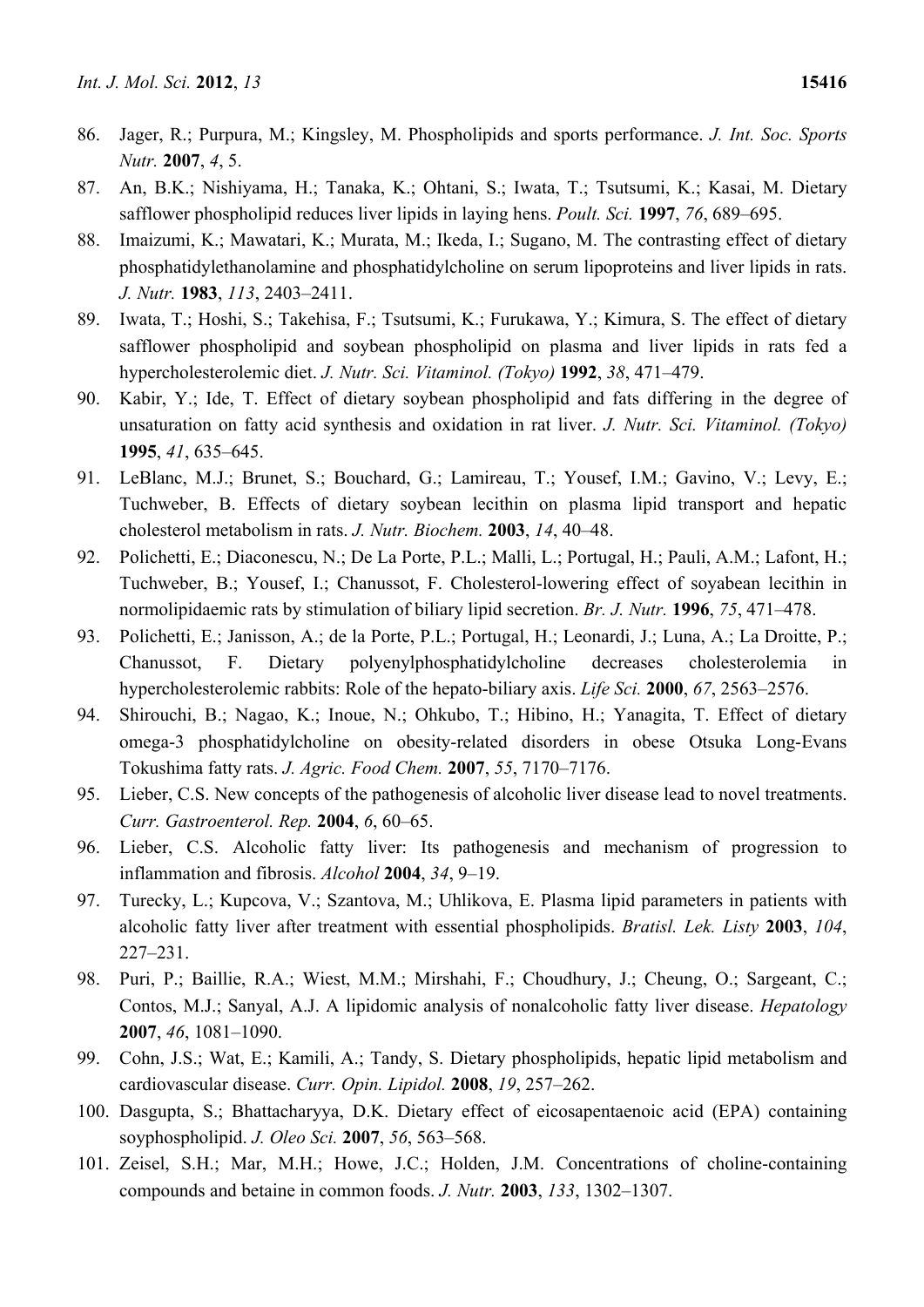86. Jager, R.; Purpura, M.; Kingsley, M. Phospholipids and sports performance. *J. Int. Soc. Sports Nutr.* **2007**, *4*, 5.
87. An, B.K.; Nishiyama, H.; Tanaka, K.; Ohtani, S.; Iwata, T.; Tsutsumi, K.; Kasai, M. Dietary safflower phospholipid reduces liver lipids in laying hens. *Poult. Sci.* **1997**, *76*, 689–695.
88. Imaizumi, K.; Mawatari, K.; Murata, M.; Ikeda, I.; Sugano, M. The contrasting effect of dietary phosphatidylethanolamine and phosphatidylcholine on serum lipoproteins and liver lipids in rats. *J. Nutr.* **1983**, *113*, 2403–2411.
89. Iwata, T.; Hoshi, S.; Takehisa, F.; Tsutsumi, K.; Furukawa, Y.; Kimura, S. The effect of dietary safflower phospholipid and soybean phospholipid on plasma and liver lipids in rats fed a hypercholesterolemic diet. *J. Nutr. Sci. Vitaminol. (Tokyo)* **1992**, *38*, 471–479.
90. Kabir, Y.; Ide, T. Effect of dietary soybean phospholipid and fats differing in the degree of unsaturation on fatty acid synthesis and oxidation in rat liver. *J. Nutr. Sci. Vitaminol. (Tokyo)* **1995**, *41*, 635–645.
91. LeBlanc, M.J.; Brunet, S.; Bouchard, G.; Lamireau, T.; Yousef, I.M.; Gavino, V.; Levy, E.; Tuchweber, B. Effects of dietary soybean lecithin on plasma lipid transport and hepatic cholesterol metabolism in rats. *J. Nutr. Biochem.* **2003**, *14*, 40–48.
92. Polichetti, E.; Diaconescu, N.; De La Porte, P.L.; Malli, L.; Portugal, H.; Pauli, A.M.; Lafont, H.; Tuchweber, B.; Yousef, I.; Chanussot, F. Cholesterol-lowering effect of soyabean lecithin in normolipidaemic rats by stimulation of biliary lipid secretion. *Br. J. Nutr.* **1996**, *75*, 471–478.
93. Polichetti, E.; Janisson, A.; de la Porte, P.L.; Portugal, H.; Leonardi, J.; Luna, A.; La Droitte, P.; Chanussot, F. Dietary polyenylphosphatidylcholine decreases cholesterolemia in hypercholesterolemic rabbits: Role of the hepato-biliary axis. *Life Sci.* **2000**, *67*, 2563–2576.
94. Shirouchi, B.; Nagao, K.; Inoue, N.; Ohkubo, T.; Hibino, H.; Yanagita, T. Effect of dietary omega-3 phosphatidylcholine on obesity-related disorders in obese Otsuka Long-Evans Tokushima fatty rats. *J. Agric. Food Chem.* **2007**, *55*, 7170–7176.
95. Lieber, C.S. New concepts of the pathogenesis of alcoholic liver disease lead to novel treatments. *Curr. Gastroenterol. Rep.* **2004**, *6*, 60–65.
96. Lieber, C.S. Alcoholic fatty liver: Its pathogenesis and mechanism of progression to inflammation and fibrosis. *Alcohol* **2004**, *34*, 9–19.
97. Turecky, L.; Kupcova, V.; Szantova, M.; Uhlikova, E. Plasma lipid parameters in patients with alcoholic fatty liver after treatment with essential phospholipids. *Bratisl. Lek. Listy* **2003**, *104*, 227–231.
98. Puri, P.; Baillie, R.A.; Wiest, M.M.; Mirshahi, F.; Choudhury, J.; Cheung, O.; Sargeant, C.; Contos, M.J.; Sanyal, A.J. A lipidomic analysis of nonalcoholic fatty liver disease. *Hepatology* **2007**, *46*, 1081–1090.
99. Cohn, J.S.; Wat, E.; Kamili, A.; Tandy, S. Dietary phospholipids, hepatic lipid metabolism and cardiovascular disease. *Curr. Opin. Lipidol.* **2008**, *19*, 257–262.
100. Dasgupta, S.; Bhattacharyya, D.K. Dietary effect of eicosapentaenoic acid (EPA) containing soyphospholipid. *J. Oleo Sci.* **2007**, *56*, 563–568.
101. Zeisel, S.H.; Mar, M.H.; Howe, J.C.; Holden, J.M. Concentrations of choline-containing compounds and betaine in common foods. *J. Nutr.* **2003**, *133*, 1302–1307.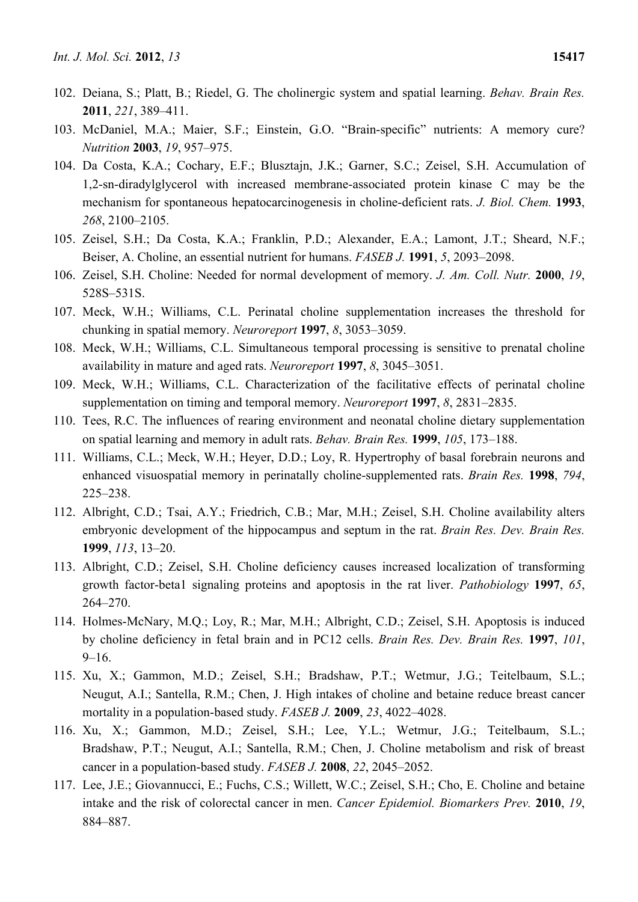102. Deiana, S.; Platt, B.; Riedel, G. The cholinergic system and spatial learning. *Behav. Brain Res.* **2011**, *221*, 389–411.
103. McDaniel, M.A.; Maier, S.F.; Einstein, G.O. "Brain-specific" nutrients: A memory cure? *Nutrition* **2003**, *19*, 957–975.
104. Da Costa, K.A.; Cochary, E.F.; Blusztajn, J.K.; Garner, S.C.; Zeisel, S.H. Accumulation of 1,2-sn-diradylglycerol with increased membrane-associated protein kinase C may be the mechanism for spontaneous hepatocarcinogenesis in choline-deficient rats. *J. Biol. Chem.* **1993**, *268*, 2100–2105.
105. Zeisel, S.H.; Da Costa, K.A.; Franklin, P.D.; Alexander, E.A.; Lamont, J.T.; Sheard, N.F.; Beiser, A. Choline, an essential nutrient for humans. *FASEB J.* **1991**, *5*, 2093–2098.
106. Zeisel, S.H. Choline: Needed for normal development of memory. *J. Am. Coll. Nutr.* **2000**, *19*, 528S–531S.
107. Meck, W.H.; Williams, C.L. Perinatal choline supplementation increases the threshold for chunking in spatial memory. *Neuroreport* **1997**, *8*, 3053–3059.
108. Meck, W.H.; Williams, C.L. Simultaneous temporal processing is sensitive to prenatal choline availability in mature and aged rats. *Neuroreport* **1997**, *8*, 3045–3051.
109. Meck, W.H.; Williams, C.L. Characterization of the facilitative effects of perinatal choline supplementation on timing and temporal memory. *Neuroreport* **1997**, *8*, 2831–2835.
110. Tees, R.C. The influences of rearing environment and neonatal choline dietary supplementation on spatial learning and memory in adult rats. *Behav. Brain Res.* **1999**, *105*, 173–188.
111. Williams, C.L.; Meck, W.H.; Heyer, D.D.; Loy, R. Hypertrophy of basal forebrain neurons and enhanced visuospatial memory in perinatally choline-supplemented rats. *Brain Res.* **1998**, *794*, 225–238.
112. Albright, C.D.; Tsai, A.Y.; Friedrich, C.B.; Mar, M.H.; Zeisel, S.H. Choline availability alters embryonic development of the hippocampus and septum in the rat. *Brain Res. Dev. Brain Res.* **1999**, *113*, 13–20.
113. Albright, C.D.; Zeisel, S.H. Choline deficiency causes increased localization of transforming growth factor-beta1 signaling proteins and apoptosis in the rat liver. *Pathobiology* **1997**, *65*, 264–270.
114. Holmes-McNary, M.Q.; Loy, R.; Mar, M.H.; Albright, C.D.; Zeisel, S.H. Apoptosis is induced by choline deficiency in fetal brain and in PC12 cells. *Brain Res. Dev. Brain Res.* **1997**, *101*, 9–16.
115. Xu, X.; Gammon, M.D.; Zeisel, S.H.; Bradshaw, P.T.; Wetmur, J.G.; Teitelbaum, S.L.; Neugut, A.I.; Santella, R.M.; Chen, J. High intakes of choline and betaine reduce breast cancer mortality in a population-based study. *FASEB J.* **2009**, *23*, 4022–4028.
116. Xu, X.; Gammon, M.D.; Zeisel, S.H.; Lee, Y.L.; Wetmur, J.G.; Teitelbaum, S.L.; Bradshaw, P.T.; Neugut, A.I.; Santella, R.M.; Chen, J. Choline metabolism and risk of breast cancer in a population-based study. *FASEB J.* **2008**, *22*, 2045–2052.
117. Lee, J.E.; Giovannucci, E.; Fuchs, C.S.; Willett, W.C.; Zeisel, S.H.; Cho, E. Choline and betaine intake and the risk of colorectal cancer in men. *Cancer Epidemiol. Biomarkers Prev.* **2010**, *19*, 884–887.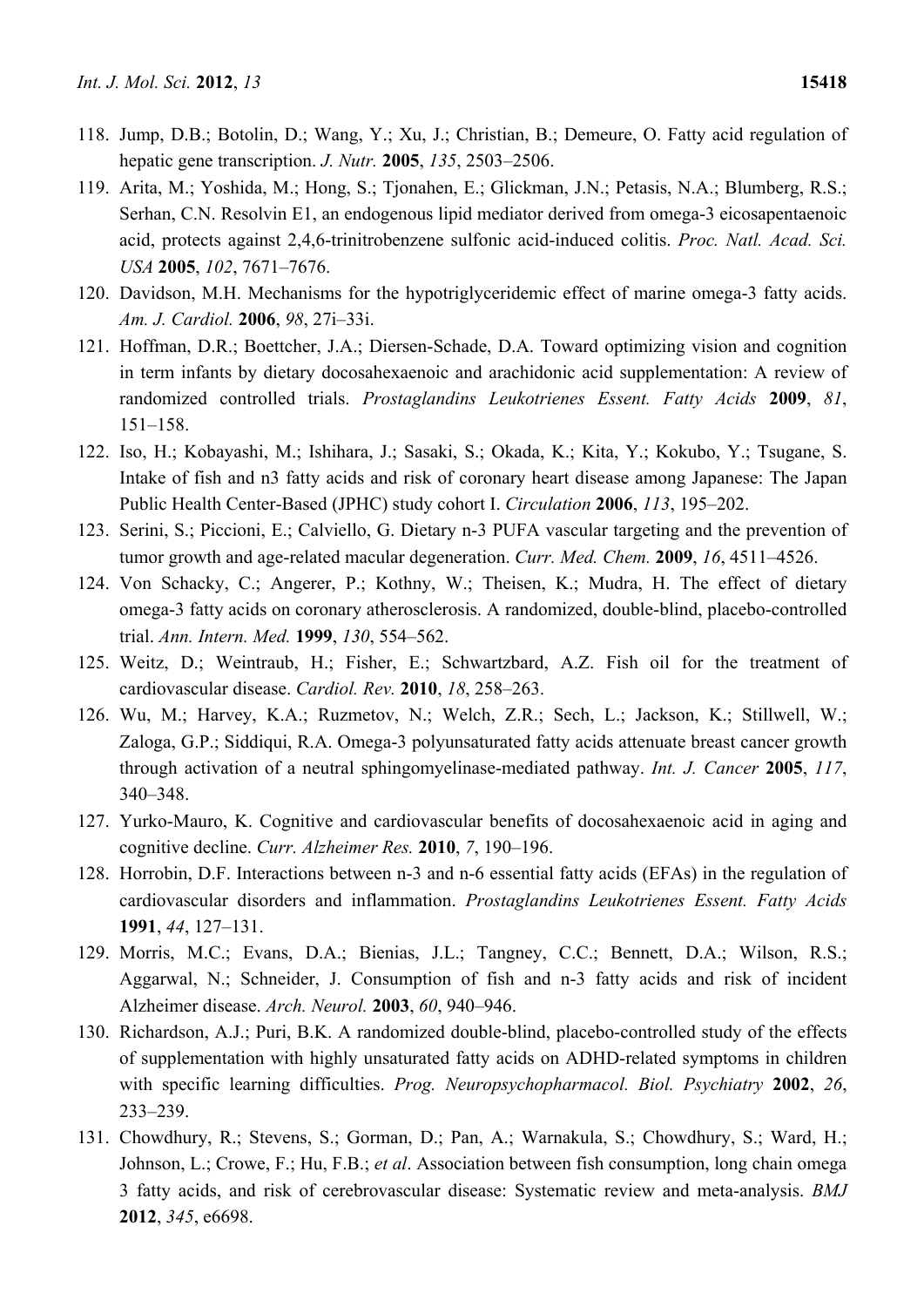118. Jump, D.B.; Botolin, D.; Wang, Y.; Xu, J.; Christian, B.; Demeure, O. Fatty acid regulation of hepatic gene transcription. *J. Nutr.* **2005**, *135*, 2503–2506.
119. Arita, M.; Yoshida, M.; Hong, S.; Tjonahen, E.; Glickman, J.N.; Petasis, N.A.; Blumberg, R.S.; Serhan, C.N. Resolvin E1, an endogenous lipid mediator derived from omega-3 eicosapentaenoic acid, protects against 2,4,6-trinitrobenzene sulfonic acid-induced colitis. *Proc. Natl. Acad. Sci. USA* **2005**, *102*, 7671–7676.
120. Davidson, M.H. Mechanisms for the hypotriglyceridemic effect of marine omega-3 fatty acids. *Am. J. Cardiol.* **2006**, *98*, 27i–33i.
121. Hoffman, D.R.; Boettcher, J.A.; Diersen-Schade, D.A. Toward optimizing vision and cognition in term infants by dietary docosahexaenoic and arachidonic acid supplementation: A review of randomized controlled trials. *Prostaglandins Leukotrienes Essent. Fatty Acids* **2009**, *81*, 151–158.
122. Iso, H.; Kobayashi, M.; Ishihara, J.; Sasaki, S.; Okada, K.; Kita, Y.; Kokubo, Y.; Tsugane, S. Intake of fish and n3 fatty acids and risk of coronary heart disease among Japanese: The Japan Public Health Center-Based (JPHC) study cohort I. *Circulation* **2006**, *113*, 195–202.
123. Serini, S.; Piccioni, E.; Calviello, G. Dietary n-3 PUFA vascular targeting and the prevention of tumor growth and age-related macular degeneration. *Curr. Med. Chem.* **2009**, *16*, 4511–4526.
124. Von Schacky, C.; Angerer, P.; Kothny, W.; Theisen, K.; Mudra, H. The effect of dietary omega-3 fatty acids on coronary atherosclerosis. A randomized, double-blind, placebo-controlled trial. *Ann. Intern. Med.* **1999**, *130*, 554–562.
125. Weitz, D.; Weintraub, H.; Fisher, E.; Schwartzbard, A.Z. Fish oil for the treatment of cardiovascular disease. *Cardiol. Rev.* **2010**, *18*, 258–263.
126. Wu, M.; Harvey, K.A.; Ruzmetov, N.; Welch, Z.R.; Sech, L.; Jackson, K.; Stillwell, W.; Zaloga, G.P.; Siddiqui, R.A. Omega-3 polyunsaturated fatty acids attenuate breast cancer growth through activation of a neutral sphingomyelinase-mediated pathway. *Int. J. Cancer* **2005**, *117*, 340–348.
127. Yurko-Mauro, K. Cognitive and cardiovascular benefits of docosahexaenoic acid in aging and cognitive decline. *Curr. Alzheimer Res.* **2010**, *7*, 190–196.
128. Horrobin, D.F. Interactions between n-3 and n-6 essential fatty acids (EFAs) in the regulation of cardiovascular disorders and inflammation. *Prostaglandins Leukotrienes Essent. Fatty Acids* **1991**, *44*, 127–131.
129. Morris, M.C.; Evans, D.A.; Bienias, J.L.; Tangney, C.C.; Bennett, D.A.; Wilson, R.S.; Aggarwal, N.; Schneider, J. Consumption of fish and n-3 fatty acids and risk of incident Alzheimer disease. *Arch. Neurol.* **2003**, *60*, 940–946.
130. Richardson, A.J.; Puri, B.K. A randomized double-blind, placebo-controlled study of the effects of supplementation with highly unsaturated fatty acids on ADHD-related symptoms in children with specific learning difficulties. *Prog. Neuropsychopharmacol. Biol. Psychiatry* **2002**, *26*, 233–239.
131. Chowdhury, R.; Stevens, S.; Gorman, D.; Pan, A.; Warnakula, S.; Chowdhury, S.; Ward, H.; Johnson, L.; Crowe, F.; Hu, F.B.; *et al*. Association between fish consumption, long chain omega 3 fatty acids, and risk of cerebrovascular disease: Systematic review and meta-analysis. *BMJ* **2012**, *345*, e6698.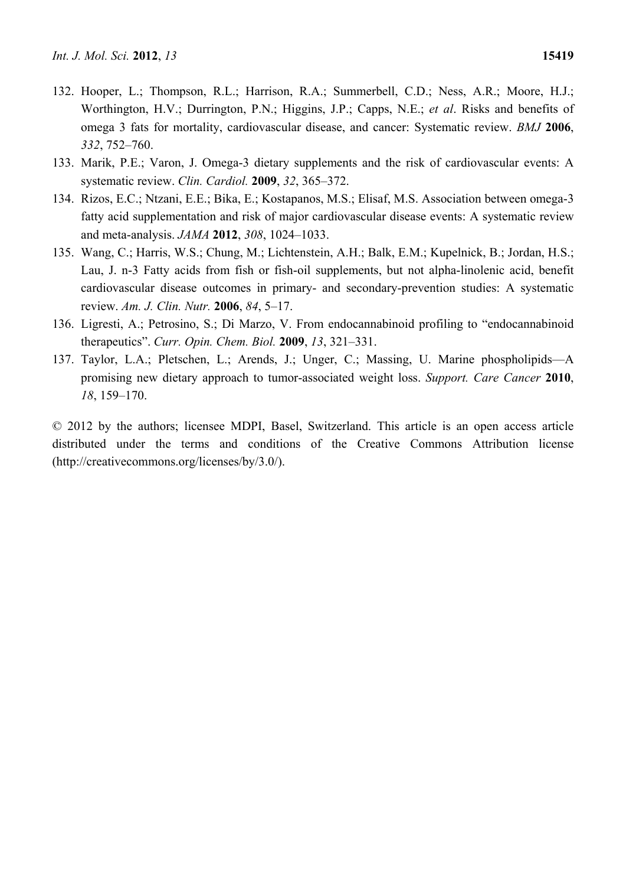132. Hooper, L.; Thompson, R.L.; Harrison, R.A.; Summerbell, C.D.; Ness, A.R.; Moore, H.J.; Worthington, H.V.; Durrington, P.N.; Higgins, J.P.; Capps, N.E.; *et al*. Risks and benefits of omega 3 fats for mortality, cardiovascular disease, and cancer: Systematic review. *BMJ* **2006**, *332*, 752–760.
133. Marik, P.E.; Varon, J. Omega-3 dietary supplements and the risk of cardiovascular events: A systematic review. *Clin. Cardiol.* **2009**, *32*, 365–372.
134. Rizos, E.C.; Ntzani, E.E.; Bika, E.; Kostapanos, M.S.; Elisaf, M.S. Association between omega-3 fatty acid supplementation and risk of major cardiovascular disease events: A systematic review and meta-analysis. *JAMA* **2012**, *308*, 1024–1033.
135. Wang, C.; Harris, W.S.; Chung, M.; Lichtenstein, A.H.; Balk, E.M.; Kupelnick, B.; Jordan, H.S.; Lau, J. n-3 Fatty acids from fish or fish-oil supplements, but not alpha-linolenic acid, benefit cardiovascular disease outcomes in primary- and secondary-prevention studies: A systematic review. *Am. J. Clin. Nutr.* **2006**, *84*, 5–17.
136. Ligresti, A.; Petrosino, S.; Di Marzo, V. From endocannabinoid profiling to "endocannabinoid therapeutics". *Curr. Opin. Chem. Biol.* **2009**, *13*, 321–331.
137. Taylor, L.A.; Pletschen, L.; Arends, J.; Unger, C.; Massing, U. Marine phospholipids—A promising new dietary approach to tumor-associated weight loss. *Support. Care Cancer* **2010**, *18*, 159–170.

© 2012 by the authors; licensee MDPI, Basel, Switzerland. This article is an open access article distributed under the terms and conditions of the Creative Commons Attribution license (http://creativecommons.org/licenses/by/3.0/).